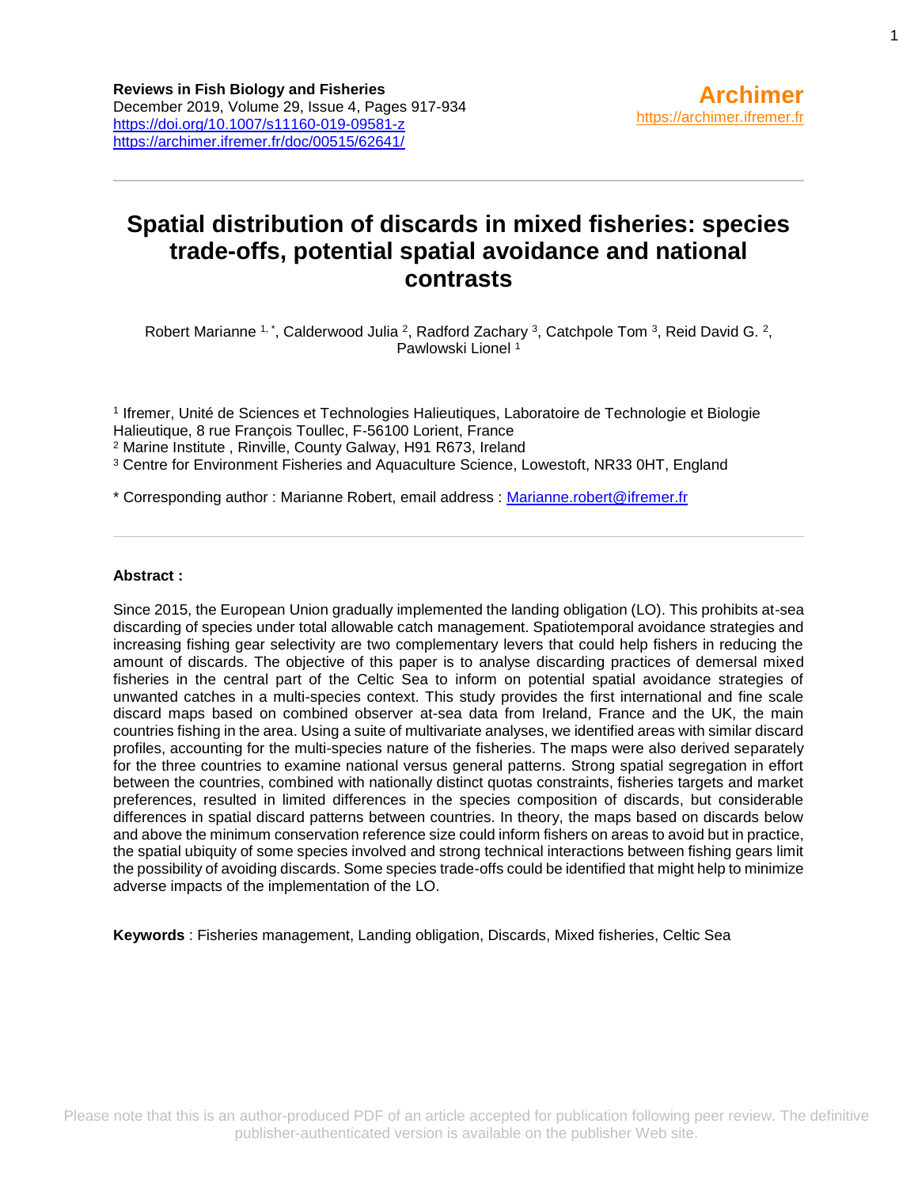**Reviews in Fish Biology and Fisheries**
December 2019, Volume 29, Issue 4, Pages 917-934
https://doi.org/10.1007/s11160-019-09581-z
https://archimer.ifremer.fr/doc/00515/62641/

**Archimer**
https://archimer.ifremer.fr

# Spatial distribution of discards in mixed fisheries: species trade-offs, potential spatial avoidance and national contrasts

Robert Marianne [1,*], Calderwood Julia [2], Radford Zachary [3], Catchpole Tom [3], Reid David G. [2], Pawlowski Lionel [1]

[1] Ifremer, Unité de Sciences et Technologies Halieutiques, Laboratoire de Technologie et Biologie Halieutique, 8 rue François Toullec, F-56100 Lorient, France
[2] Marine Institute , Rinville, County Galway, H91 R673, Ireland
[3] Centre for Environment Fisheries and Aquaculture Science, Lowestoft, NR33 0HT, England

* Corresponding author : Marianne Robert, email address : Marianne.robert@ifremer.fr

---

**Abstract :**

Since 2015, the European Union gradually implemented the landing obligation (LO). This prohibits at-sea discarding of species under total allowable catch management. Spatiotemporal avoidance strategies and increasing fishing gear selectivity are two complementary levers that could help fishers in reducing the amount of discards. The objective of this paper is to analyse discarding practices of demersal mixed fisheries in the central part of the Celtic Sea to inform on potential spatial avoidance strategies of unwanted catches in a multi-species context. This study provides the first international and fine scale discard maps based on combined observer at-sea data from Ireland, France and the UK, the main countries fishing in the area. Using a suite of multivariate analyses, we identified areas with similar discard profiles, accounting for the multi-species nature of the fisheries. The maps were also derived separately for the three countries to examine national versus general patterns. Strong spatial segregation in effort between the countries, combined with nationally distinct quotas constraints, fisheries targets and market preferences, resulted in limited differences in the species composition of discards, but considerable differences in spatial discard patterns between countries. In theory, the maps based on discards below and above the minimum conservation reference size could inform fishers on areas to avoid but in practice, the spatial ubiquity of some species involved and strong technical interactions between fishing gears limit the possibility of avoiding discards. Some species trade-offs could be identified that might help to minimize adverse impacts of the implementation of the LO.

**Keywords** : Fisheries management, Landing obligation, Discards, Mixed fisheries, Celtic Sea

Please note that this is an author-produced PDF of an article accepted for publication following peer review. The definitive publisher-authenticated version is available on the publisher Web site.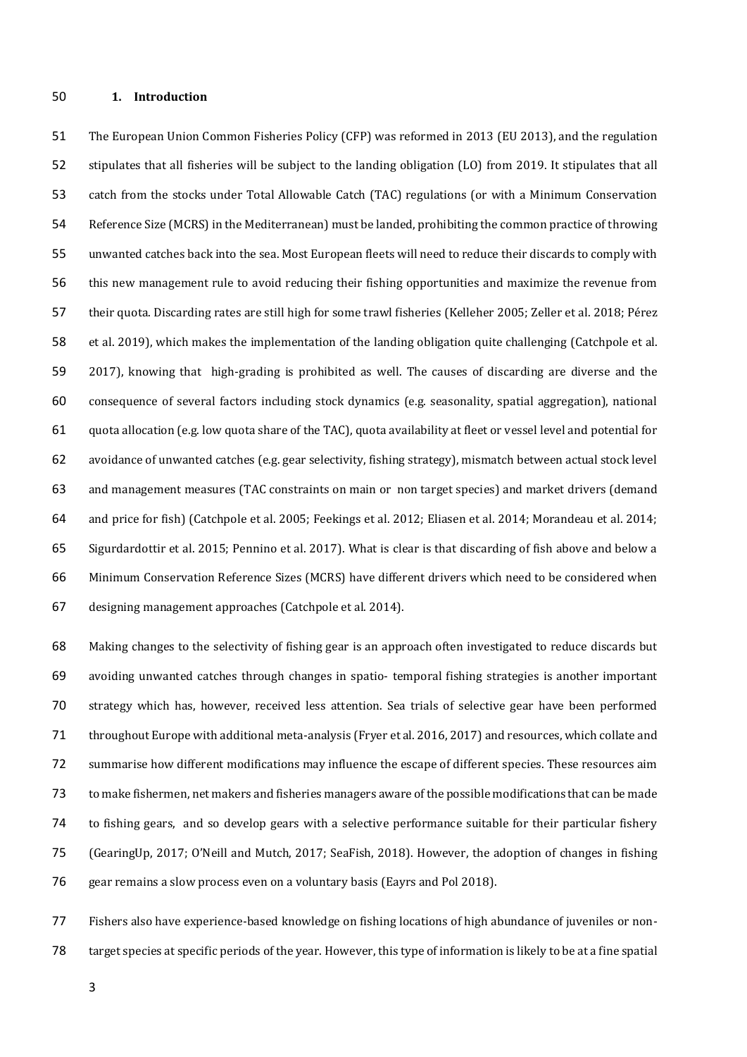## 1. Introduction

The European Union Common Fisheries Policy (CFP) was reformed in 2013 (EU 2013), and the regulation stipulates that all fisheries will be subject to the landing obligation (LO) from 2019. It stipulates that all catch from the stocks under Total Allowable Catch (TAC) regulations (or with a Minimum Conservation Reference Size (MCRS) in the Mediterranean) must be landed, prohibiting the common practice of throwing unwanted catches back into the sea. Most European fleets will need to reduce their discards to comply with this new management rule to avoid reducing their fishing opportunities and maximize the revenue from their quota. Discarding rates are still high for some trawl fisheries (Kelleher 2005; Zeller et al. 2018; Pérez et al. 2019), which makes the implementation of the landing obligation quite challenging (Catchpole et al. 2017), knowing that high-grading is prohibited as well. The causes of discarding are diverse and the consequence of several factors including stock dynamics (e.g. seasonality, spatial aggregation), national quota allocation (e.g. low quota share of the TAC), quota availability at fleet or vessel level and potential for avoidance of unwanted catches (e.g. gear selectivity, fishing strategy), mismatch between actual stock level and management measures (TAC constraints on main or non target species) and market drivers (demand and price for fish) (Catchpole et al. 2005; Feekings et al. 2012; Eliasen et al. 2014; Morandeau et al. 2014; Sigurdardottir et al. 2015; Pennino et al. 2017). What is clear is that discarding of fish above and below a Minimum Conservation Reference Sizes (MCRS) have different drivers which need to be considered when designing management approaches (Catchpole et al. 2014).

Making changes to the selectivity of fishing gear is an approach often investigated to reduce discards but avoiding unwanted catches through changes in spatio- temporal fishing strategies is another important strategy which has, however, received less attention. Sea trials of selective gear have been performed throughout Europe with additional meta-analysis (Fryer et al. 2016, 2017) and resources, which collate and summarise how different modifications may influence the escape of different species. These resources aim to make fishermen, net makers and fisheries managers aware of the possible modifications that can be made to fishing gears, and so develop gears with a selective performance suitable for their particular fishery (GearingUp, 2017; O'Neill and Mutch, 2017; SeaFish, 2018). However, the adoption of changes in fishing gear remains a slow process even on a voluntary basis (Eayrs and Pol 2018).

Fishers also have experience-based knowledge on fishing locations of high abundance of juveniles or non-target species at specific periods of the year. However, this type of information is likely to be at a fine spatial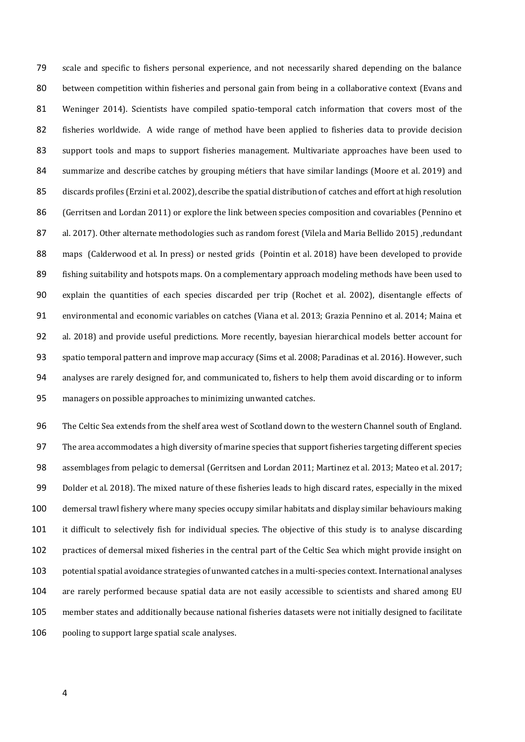scale and specific to fishers personal experience, and not necessarily shared depending on the balance between competition within fisheries and personal gain from being in a collaborative context (Evans and Weninger 2014). Scientists have compiled spatio-temporal catch information that covers most of the fisheries worldwide. A wide range of method have been applied to fisheries data to provide decision support tools and maps to support fisheries management. Multivariate approaches have been used to summarize and describe catches by grouping métiers that have similar landings (Moore et al. 2019) and discards profiles (Erzini et al. 2002), describe the spatial distribution of catches and effort at high resolution (Gerritsen and Lordan 2011) or explore the link between species composition and covariables (Pennino et al. 2017). Other alternate methodologies such as random forest (Vilela and Maria Bellido 2015) ,redundant maps (Calderwood et al. In press) or nested grids (Pointin et al. 2018) have been developed to provide fishing suitability and hotspots maps. On a complementary approach modeling methods have been used to explain the quantities of each species discarded per trip (Rochet et al. 2002), disentangle effects of environmental and economic variables on catches (Viana et al. 2013; Grazia Pennino et al. 2014; Maina et al. 2018) and provide useful predictions. More recently, bayesian hierarchical models better account for spatio temporal pattern and improve map accuracy (Sims et al. 2008; Paradinas et al. 2016). However, such analyses are rarely designed for, and communicated to, fishers to help them avoid discarding or to inform managers on possible approaches to minimizing unwanted catches.

The Celtic Sea extends from the shelf area west of Scotland down to the western Channel south of England. The area accommodates a high diversity of marine species that support fisheries targeting different species assemblages from pelagic to demersal (Gerritsen and Lordan 2011; Martinez et al. 2013; Mateo et al. 2017; Dolder et al. 2018). The mixed nature of these fisheries leads to high discard rates, especially in the mixed demersal trawl fishery where many species occupy similar habitats and display similar behaviours making it difficult to selectively fish for individual species. The objective of this study is to analyse discarding practices of demersal mixed fisheries in the central part of the Celtic Sea which might provide insight on potential spatial avoidance strategies of unwanted catches in a multi-species context. International analyses are rarely performed because spatial data are not easily accessible to scientists and shared among EU member states and additionally because national fisheries datasets were not initially designed to facilitate pooling to support large spatial scale analyses.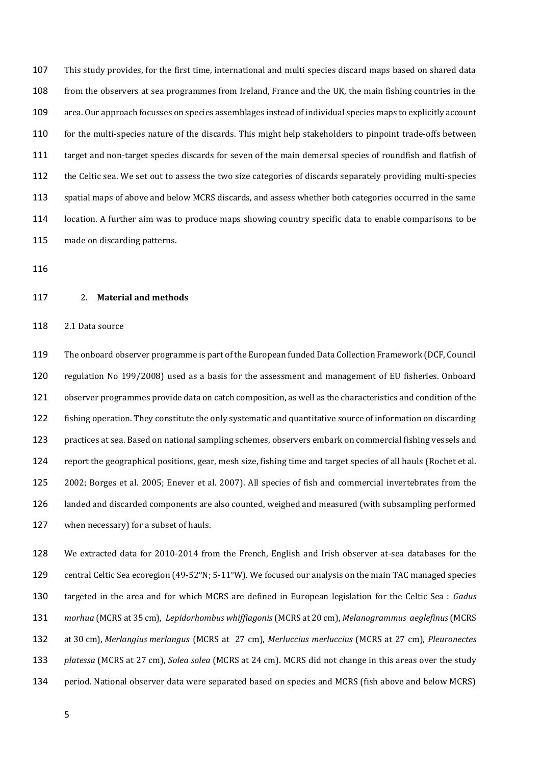This study provides, for the first time, international and multi species discard maps based on shared data from the observers at sea programmes from Ireland, France and the UK, the main fishing countries in the area. Our approach focusses on species assemblages instead of individual species maps to explicitly account for the multi-species nature of the discards. This might help stakeholders to pinpoint trade-offs between target and non-target species discards for seven of the main demersal species of roundfish and flatfish of the Celtic sea. We set out to assess the two size categories of discards separately providing multi-species spatial maps of above and below MCRS discards, and assess whether both categories occurred in the same location. A further aim was to produce maps showing country specific data to enable comparisons to be made on discarding patterns.

## 2. **Material and methods**

### 2.1 Data source

The onboard observer programme is part of the European funded Data Collection Framework (DCF, Council regulation No 199/2008) used as a basis for the assessment and management of EU fisheries. Onboard observer programmes provide data on catch composition, as well as the characteristics and condition of the fishing operation. They constitute the only systematic and quantitative source of information on discarding practices at sea. Based on national sampling schemes, observers embark on commercial fishing vessels and report the geographical positions, gear, mesh size, fishing time and target species of all hauls (Rochet et al. 2002; Borges et al. 2005; Enever et al. 2007). All species of fish and commercial invertebrates from the landed and discarded components are also counted, weighed and measured (with subsampling performed when necessary) for a subset of hauls.

We extracted data for 2010-2014 from the French, English and Irish observer at-sea databases for the central Celtic Sea ecoregion (49-52°N; 5-11°W). We focused our analysis on the main TAC managed species targeted in the area and for which MCRS are defined in European legislation for the Celtic Sea : *Gadus morhua* (MCRS at 35 cm), *Lepidorhombus whiffiagonis* (MCRS at 20 cm), *Melanogrammus aeglefinus* (MCRS at 30 cm), *Merlangius merlangus* (MCRS at 27 cm), *Merluccius merluccius* (MCRS at 27 cm), *Pleuronectes platessa* (MCRS at 27 cm), *Solea solea* (MCRS at 24 cm). MCRS did not change in this areas over the study period. National observer data were separated based on species and MCRS (fish above and below MCRS)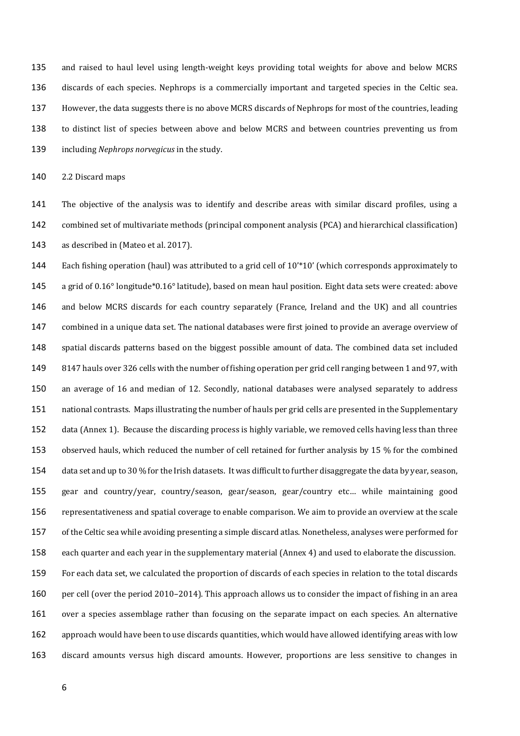and raised to haul level using length-weight keys providing total weights for above and below MCRS discards of each species. Nephrops is a commercially important and targeted species in the Celtic sea. However, the data suggests there is no above MCRS discards of Nephrops for most of the countries, leading to distinct list of species between above and below MCRS and between countries preventing us from including *Nephrops norvegicus* in the study.

### 2.2 Discard maps

The objective of the analysis was to identify and describe areas with similar discard profiles, using a combined set of multivariate methods (principal component analysis (PCA) and hierarchical classification) as described in (Mateo et al. 2017).

Each fishing operation (haul) was attributed to a grid cell of 10'*10' (which corresponds approximately to a grid of 0.16° longitude*0.16° latitude), based on mean haul position. Eight data sets were created: above and below MCRS discards for each country separately (France, Ireland and the UK) and all countries combined in a unique data set. The national databases were first joined to provide an average overview of spatial discards patterns based on the biggest possible amount of data. The combined data set included 8147 hauls over 326 cells with the number of fishing operation per grid cell ranging between 1 and 97, with an average of 16 and median of 12. Secondly, national databases were analysed separately to address national contrasts. Maps illustrating the number of hauls per grid cells are presented in the Supplementary data (Annex 1). Because the discarding process is highly variable, we removed cells having less than three observed hauls, which reduced the number of cell retained for further analysis by 15 % for the combined data set and up to 30 % for the Irish datasets. It was difficult to further disaggregate the data by year, season, gear and country/year, country/season, gear/season, gear/country etc… while maintaining good representativeness and spatial coverage to enable comparison. We aim to provide an overview at the scale of the Celtic sea while avoiding presenting a simple discard atlas. Nonetheless, analyses were performed for each quarter and each year in the supplementary material (Annex 4) and used to elaborate the discussion.

For each data set, we calculated the proportion of discards of each species in relation to the total discards per cell (over the period 2010–2014). This approach allows us to consider the impact of fishing in an area over a species assemblage rather than focusing on the separate impact on each species. An alternative approach would have been to use discards quantities, which would have allowed identifying areas with low discard amounts versus high discard amounts. However, proportions are less sensitive to changes in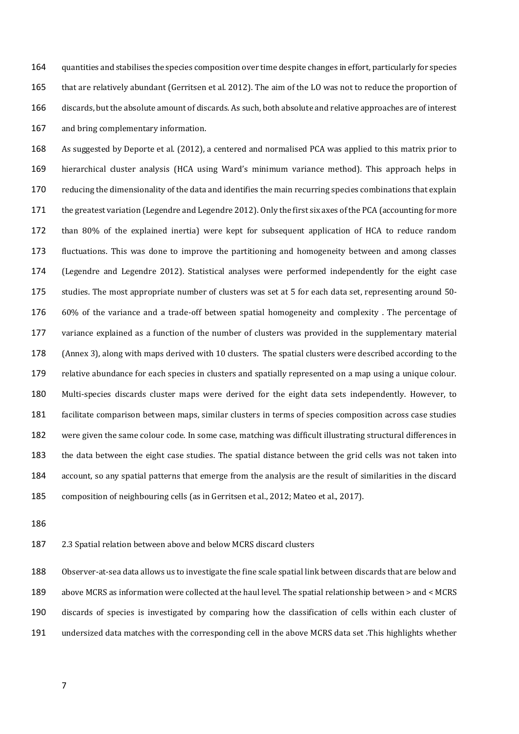quantities and stabilises the species composition over time despite changes in effort, particularly for species that are relatively abundant (Gerritsen et al. 2012). The aim of the LO was not to reduce the proportion of discards, but the absolute amount of discards. As such, both absolute and relative approaches are of interest and bring complementary information.

As suggested by Deporte et al. (2012), a centered and normalised PCA was applied to this matrix prior to hierarchical cluster analysis (HCA using Ward's minimum variance method). This approach helps in reducing the dimensionality of the data and identifies the main recurring species combinations that explain the greatest variation (Legendre and Legendre 2012). Only the first six axes of the PCA (accounting for more than 80% of the explained inertia) were kept for subsequent application of HCA to reduce random fluctuations. This was done to improve the partitioning and homogeneity between and among classes (Legendre and Legendre 2012). Statistical analyses were performed independently for the eight case studies. The most appropriate number of clusters was set at 5 for each data set, representing around 50-60% of the variance and a trade-off between spatial homogeneity and complexity . The percentage of variance explained as a function of the number of clusters was provided in the supplementary material (Annex 3), along with maps derived with 10 clusters. The spatial clusters were described according to the relative abundance for each species in clusters and spatially represented on a map using a unique colour. Multi-species discards cluster maps were derived for the eight data sets independently. However, to facilitate comparison between maps, similar clusters in terms of species composition across case studies were given the same colour code. In some case, matching was difficult illustrating structural differences in the data between the eight case studies. The spatial distance between the grid cells was not taken into account, so any spatial patterns that emerge from the analysis are the result of similarities in the discard composition of neighbouring cells (as in Gerritsen et al., 2012; Mateo et al., 2017).

## 2.3 Spatial relation between above and below MCRS discard clusters

Observer-at-sea data allows us to investigate the fine scale spatial link between discards that are below and above MCRS as information were collected at the haul level. The spatial relationship between > and < MCRS discards of species is investigated by comparing how the classification of cells within each cluster of undersized data matches with the corresponding cell in the above MCRS data set .This highlights whether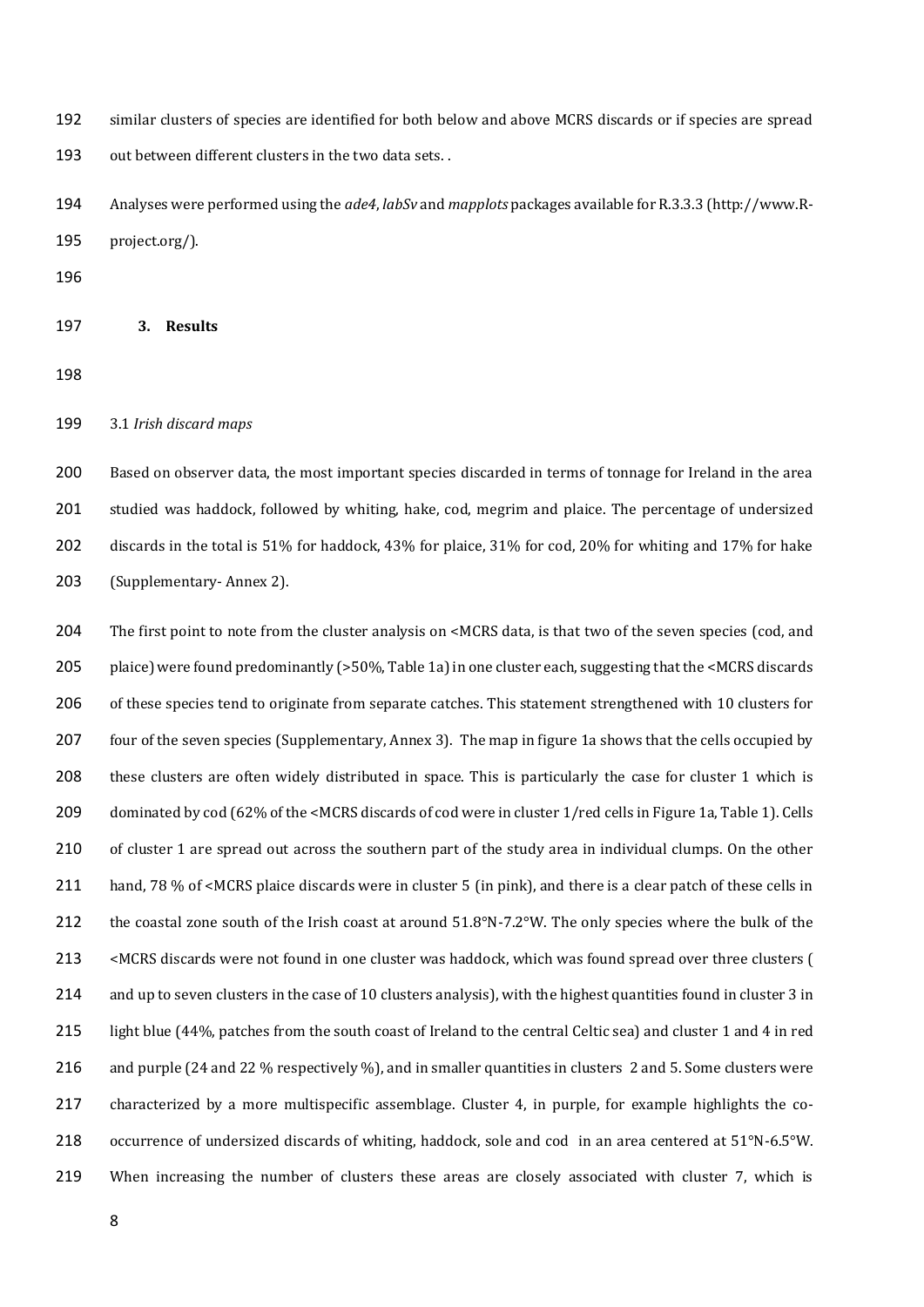similar clusters of species are identified for both below and above MCRS discards or if species are spread out between different clusters in the two data sets. .

Analyses were performed using the *ade4*, *labSv* and *mapplots* packages available for R.3.3.3 (http://www.R-project.org/).

## 3. Results

### 3.1 *Irish discard maps*

Based on observer data, the most important species discarded in terms of tonnage for Ireland in the area studied was haddock, followed by whiting, hake, cod, megrim and plaice. The percentage of undersized discards in the total is 51% for haddock, 43% for plaice, 31% for cod, 20% for whiting and 17% for hake (Supplementary- Annex 2).

The first point to note from the cluster analysis on <MCRS data, is that two of the seven species (cod, and plaice) were found predominantly (>50%, Table 1a) in one cluster each, suggesting that the <MCRS discards of these species tend to originate from separate catches. This statement strengthened with 10 clusters for four of the seven species (Supplementary, Annex 3). The map in figure 1a shows that the cells occupied by these clusters are often widely distributed in space. This is particularly the case for cluster 1 which is dominated by cod (62% of the <MCRS discards of cod were in cluster 1/red cells in Figure 1a, Table 1). Cells of cluster 1 are spread out across the southern part of the study area in individual clumps. On the other hand, 78 % of <MCRS plaice discards were in cluster 5 (in pink), and there is a clear patch of these cells in the coastal zone south of the Irish coast at around 51.8°N-7.2°W. The only species where the bulk of the <MCRS discards were not found in one cluster was haddock, which was found spread over three clusters ( and up to seven clusters in the case of 10 clusters analysis), with the highest quantities found in cluster 3 in light blue (44%, patches from the south coast of Ireland to the central Celtic sea) and cluster 1 and 4 in red and purple (24 and 22 % respectively %), and in smaller quantities in clusters 2 and 5. Some clusters were characterized by a more multispecific assemblage. Cluster 4, in purple, for example highlights the co-occurrence of undersized discards of whiting, haddock, sole and cod in an area centered at 51°N-6.5°W. When increasing the number of clusters these areas are closely associated with cluster 7, which is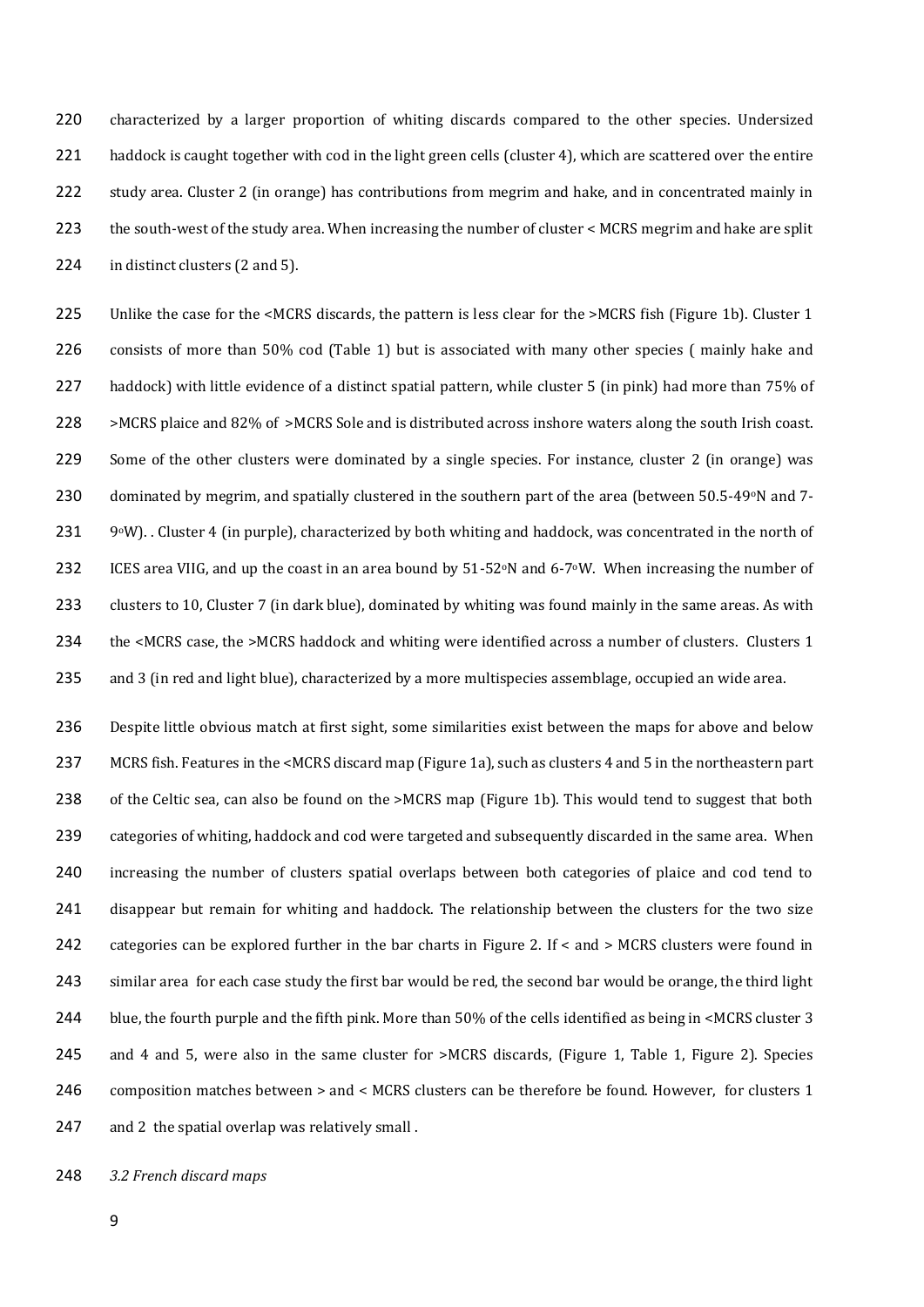characterized by a larger proportion of whiting discards compared to the other species. Undersized haddock is caught together with cod in the light green cells (cluster 4), which are scattered over the entire study area. Cluster 2 (in orange) has contributions from megrim and hake, and in concentrated mainly in the south-west of the study area. When increasing the number of cluster < MCRS megrim and hake are split in distinct clusters (2 and 5).

Unlike the case for the <MCRS discards, the pattern is less clear for the >MCRS fish (Figure 1b). Cluster 1 consists of more than 50% cod (Table 1) but is associated with many other species ( mainly hake and haddock) with little evidence of a distinct spatial pattern, while cluster 5 (in pink) had more than 75% of >MCRS plaice and 82% of >MCRS Sole and is distributed across inshore waters along the south Irish coast. Some of the other clusters were dominated by a single species. For instance, cluster 2 (in orange) was dominated by megrim, and spatially clustered in the southern part of the area (between 50.5-49°N and 7-9°W). . Cluster 4 (in purple), characterized by both whiting and haddock, was concentrated in the north of ICES area VIIG, and up the coast in an area bound by 51-52°N and 6-7°W. When increasing the number of clusters to 10, Cluster 7 (in dark blue), dominated by whiting was found mainly in the same areas. As with the <MCRS case, the >MCRS haddock and whiting were identified across a number of clusters. Clusters 1 and 3 (in red and light blue), characterized by a more multispecies assemblage, occupied an wide area.

Despite little obvious match at first sight, some similarities exist between the maps for above and below MCRS fish. Features in the <MCRS discard map (Figure 1a), such as clusters 4 and 5 in the northeastern part of the Celtic sea, can also be found on the >MCRS map (Figure 1b). This would tend to suggest that both categories of whiting, haddock and cod were targeted and subsequently discarded in the same area. When increasing the number of clusters spatial overlaps between both categories of plaice and cod tend to disappear but remain for whiting and haddock. The relationship between the clusters for the two size categories can be explored further in the bar charts in Figure 2. If < and > MCRS clusters were found in similar area for each case study the first bar would be red, the second bar would be orange, the third light blue, the fourth purple and the fifth pink. More than 50% of the cells identified as being in <MCRS cluster 3 and 4 and 5, were also in the same cluster for >MCRS discards, (Figure 1, Table 1, Figure 2). Species composition matches between > and < MCRS clusters can be therefore be found. However, for clusters 1 and 2 the spatial overlap was relatively small .

### *3.2 French discard maps*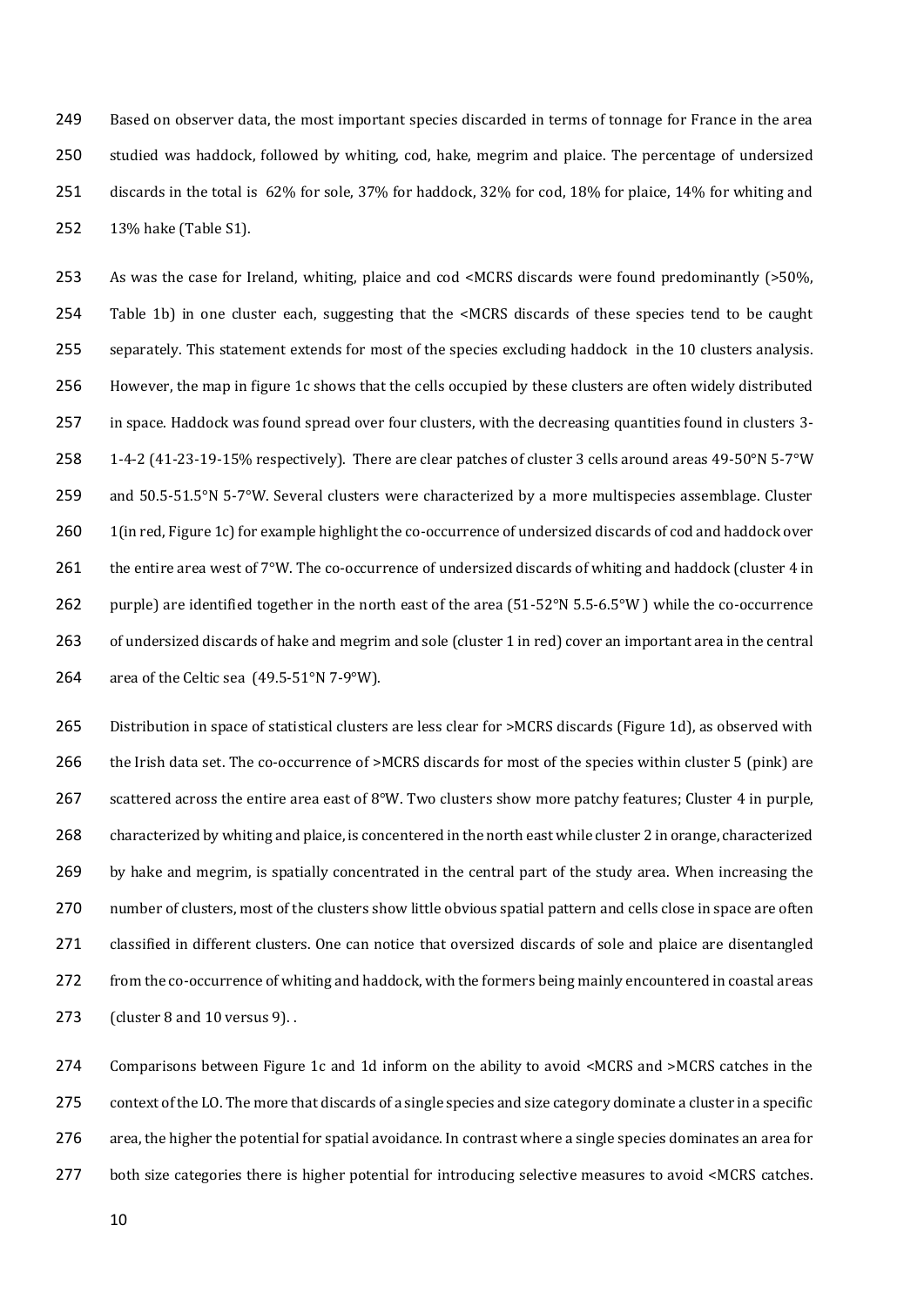Based on observer data, the most important species discarded in terms of tonnage for France in the area studied was haddock, followed by whiting, cod, hake, megrim and plaice. The percentage of undersized discards in the total is 62% for sole, 37% for haddock, 32% for cod, 18% for plaice, 14% for whiting and 13% hake (Table S1).

As was the case for Ireland, whiting, plaice and cod <MCRS discards were found predominantly (>50%, Table 1b) in one cluster each, suggesting that the <MCRS discards of these species tend to be caught separately. This statement extends for most of the species excluding haddock in the 10 clusters analysis. However, the map in figure 1c shows that the cells occupied by these clusters are often widely distributed in space. Haddock was found spread over four clusters, with the decreasing quantities found in clusters 3-1-4-2 (41-23-19-15% respectively). There are clear patches of cluster 3 cells around areas 49-50°N 5-7°W and 50.5-51.5°N 5-7°W. Several clusters were characterized by a more multispecies assemblage. Cluster 1(in red, Figure 1c) for example highlight the co-occurrence of undersized discards of cod and haddock over the entire area west of 7°W. The co-occurrence of undersized discards of whiting and haddock (cluster 4 in purple) are identified together in the north east of the area (51-52°N 5.5-6.5°W ) while the co-occurrence of undersized discards of hake and megrim and sole (cluster 1 in red) cover an important area in the central area of the Celtic sea (49.5-51°N 7-9°W).

Distribution in space of statistical clusters are less clear for >MCRS discards (Figure 1d), as observed with the Irish data set. The co-occurrence of >MCRS discards for most of the species within cluster 5 (pink) are scattered across the entire area east of 8°W. Two clusters show more patchy features; Cluster 4 in purple, characterized by whiting and plaice, is concentered in the north east while cluster 2 in orange, characterized by hake and megrim, is spatially concentrated in the central part of the study area. When increasing the number of clusters, most of the clusters show little obvious spatial pattern and cells close in space are often classified in different clusters. One can notice that oversized discards of sole and plaice are disentangled from the co-occurrence of whiting and haddock, with the formers being mainly encountered in coastal areas (cluster 8 and 10 versus 9). .

Comparisons between Figure 1c and 1d inform on the ability to avoid <MCRS and >MCRS catches in the context of the LO. The more that discards of a single species and size category dominate a cluster in a specific area, the higher the potential for spatial avoidance. In contrast where a single species dominates an area for both size categories there is higher potential for introducing selective measures to avoid <MCRS catches.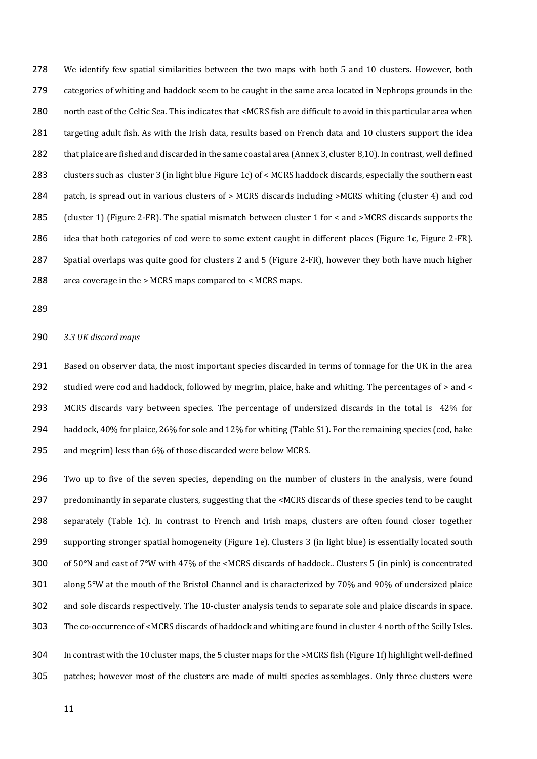We identify few spatial similarities between the two maps with both 5 and 10 clusters. However, both categories of whiting and haddock seem to be caught in the same area located in Nephrops grounds in the north east of the Celtic Sea. This indicates that <MCRS fish are difficult to avoid in this particular area when targeting adult fish. As with the Irish data, results based on French data and 10 clusters support the idea that plaice are fished and discarded in the same coastal area (Annex 3, cluster 8,10). In contrast, well defined clusters such as cluster 3 (in light blue Figure 1c) of < MCRS haddock discards, especially the southern east patch, is spread out in various clusters of > MCRS discards including >MCRS whiting (cluster 4) and cod (cluster 1) (Figure 2-FR). The spatial mismatch between cluster 1 for < and >MCRS discards supports the idea that both categories of cod were to some extent caught in different places (Figure 1c, Figure 2-FR). Spatial overlaps was quite good for clusters 2 and 5 (Figure 2-FR), however they both have much higher area coverage in the > MCRS maps compared to < MCRS maps.

### *3.3 UK discard maps*

Based on observer data, the most important species discarded in terms of tonnage for the UK in the area studied were cod and haddock, followed by megrim, plaice, hake and whiting. The percentages of > and < MCRS discards vary between species. The percentage of undersized discards in the total is 42% for haddock, 40% for plaice, 26% for sole and 12% for whiting (Table S1). For the remaining species (cod, hake and megrim) less than 6% of those discarded were below MCRS.

Two up to five of the seven species, depending on the number of clusters in the analysis, were found predominantly in separate clusters, suggesting that the <MCRS discards of these species tend to be caught separately (Table 1c). In contrast to French and Irish maps, clusters are often found closer together supporting stronger spatial homogeneity (Figure 1e). Clusters 3 (in light blue) is essentially located south of 50°N and east of 7°W with 47% of the <MCRS discards of haddock.. Clusters 5 (in pink) is concentrated along 5°W at the mouth of the Bristol Channel and is characterized by 70% and 90% of undersized plaice and sole discards respectively. The 10-cluster analysis tends to separate sole and plaice discards in space. The co-occurrence of <MCRS discards of haddock and whiting are found in cluster 4 north of the Scilly Isles.

In contrast with the 10 cluster maps, the 5 cluster maps for the >MCRS fish (Figure 1f) highlight well-defined patches; however most of the clusters are made of multi species assemblages. Only three clusters were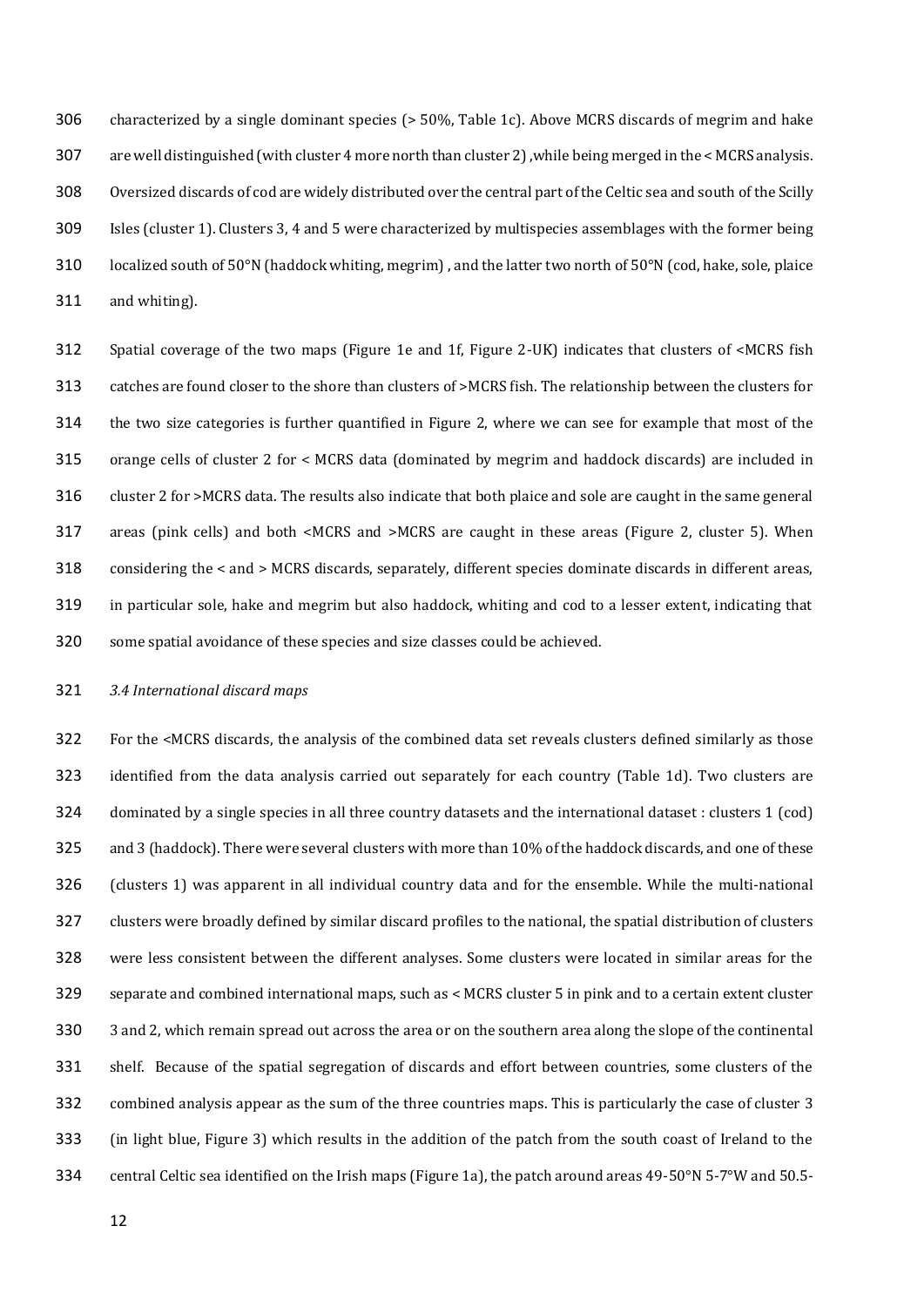characterized by a single dominant species (> 50%, Table 1c). Above MCRS discards of megrim and hake are well distinguished (with cluster 4 more north than cluster 2) ,while being merged in the < MCRS analysis. Oversized discards of cod are widely distributed over the central part of the Celtic sea and south of the Scilly Isles (cluster 1). Clusters 3, 4 and 5 were characterized by multispecies assemblages with the former being localized south of 50°N (haddock whiting, megrim) , and the latter two north of 50°N (cod, hake, sole, plaice and whiting).

Spatial coverage of the two maps (Figure 1e and 1f, Figure 2-UK) indicates that clusters of <MCRS fish catches are found closer to the shore than clusters of >MCRS fish. The relationship between the clusters for the two size categories is further quantified in Figure 2, where we can see for example that most of the orange cells of cluster 2 for < MCRS data (dominated by megrim and haddock discards) are included in cluster 2 for >MCRS data. The results also indicate that both plaice and sole are caught in the same general areas (pink cells) and both <MCRS and >MCRS are caught in these areas (Figure 2, cluster 5). When considering the < and > MCRS discards, separately, different species dominate discards in different areas, in particular sole, hake and megrim but also haddock, whiting and cod to a lesser extent, indicating that some spatial avoidance of these species and size classes could be achieved.

### *3.4 International discard maps*

For the <MCRS discards, the analysis of the combined data set reveals clusters defined similarly as those identified from the data analysis carried out separately for each country (Table 1d). Two clusters are dominated by a single species in all three country datasets and the international dataset : clusters 1 (cod) and 3 (haddock). There were several clusters with more than 10% of the haddock discards, and one of these (clusters 1) was apparent in all individual country data and for the ensemble. While the multi-national clusters were broadly defined by similar discard profiles to the national, the spatial distribution of clusters were less consistent between the different analyses. Some clusters were located in similar areas for the separate and combined international maps, such as < MCRS cluster 5 in pink and to a certain extent cluster 3 and 2, which remain spread out across the area or on the southern area along the slope of the continental shelf. Because of the spatial segregation of discards and effort between countries, some clusters of the combined analysis appear as the sum of the three countries maps. This is particularly the case of cluster 3 (in light blue, Figure 3) which results in the addition of the patch from the south coast of Ireland to the central Celtic sea identified on the Irish maps (Figure 1a), the patch around areas 49-50°N 5-7°W and 50.5-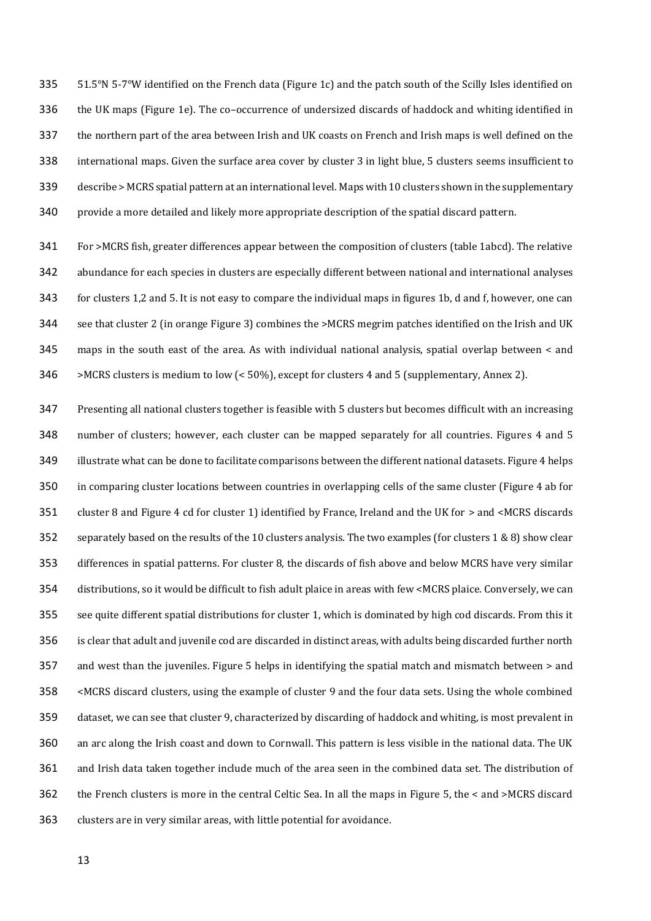51.5°N 5-7°W identified on the French data (Figure 1c) and the patch south of the Scilly Isles identified on the UK maps (Figure 1e). The co–occurrence of undersized discards of haddock and whiting identified in the northern part of the area between Irish and UK coasts on French and Irish maps is well defined on the international maps. Given the surface area cover by cluster 3 in light blue, 5 clusters seems insufficient to describe > MCRS spatial pattern at an international level. Maps with 10 clusters shown in the supplementary provide a more detailed and likely more appropriate description of the spatial discard pattern.

For >MCRS fish, greater differences appear between the composition of clusters (table 1abcd). The relative abundance for each species in clusters are especially different between national and international analyses for clusters 1,2 and 5. It is not easy to compare the individual maps in figures 1b, d and f, however, one can see that cluster 2 (in orange Figure 3) combines the >MCRS megrim patches identified on the Irish and UK maps in the south east of the area. As with individual national analysis, spatial overlap between < and >MCRS clusters is medium to low (< 50%), except for clusters 4 and 5 (supplementary, Annex 2).

Presenting all national clusters together is feasible with 5 clusters but becomes difficult with an increasing number of clusters; however, each cluster can be mapped separately for all countries. Figures 4 and 5 illustrate what can be done to facilitate comparisons between the different national datasets. Figure 4 helps in comparing cluster locations between countries in overlapping cells of the same cluster (Figure 4 ab for cluster 8 and Figure 4 cd for cluster 1) identified by France, Ireland and the UK for > and <MCRS discards separately based on the results of the 10 clusters analysis. The two examples (for clusters 1 & 8) show clear differences in spatial patterns. For cluster 8, the discards of fish above and below MCRS have very similar distributions, so it would be difficult to fish adult plaice in areas with few <MCRS plaice. Conversely, we can see quite different spatial distributions for cluster 1, which is dominated by high cod discards. From this it is clear that adult and juvenile cod are discarded in distinct areas, with adults being discarded further north and west than the juveniles. Figure 5 helps in identifying the spatial match and mismatch between > and <MCRS discard clusters, using the example of cluster 9 and the four data sets. Using the whole combined dataset, we can see that cluster 9, characterized by discarding of haddock and whiting, is most prevalent in an arc along the Irish coast and down to Cornwall. This pattern is less visible in the national data. The UK and Irish data taken together include much of the area seen in the combined data set. The distribution of the French clusters is more in the central Celtic Sea. In all the maps in Figure 5, the < and >MCRS discard clusters are in very similar areas, with little potential for avoidance.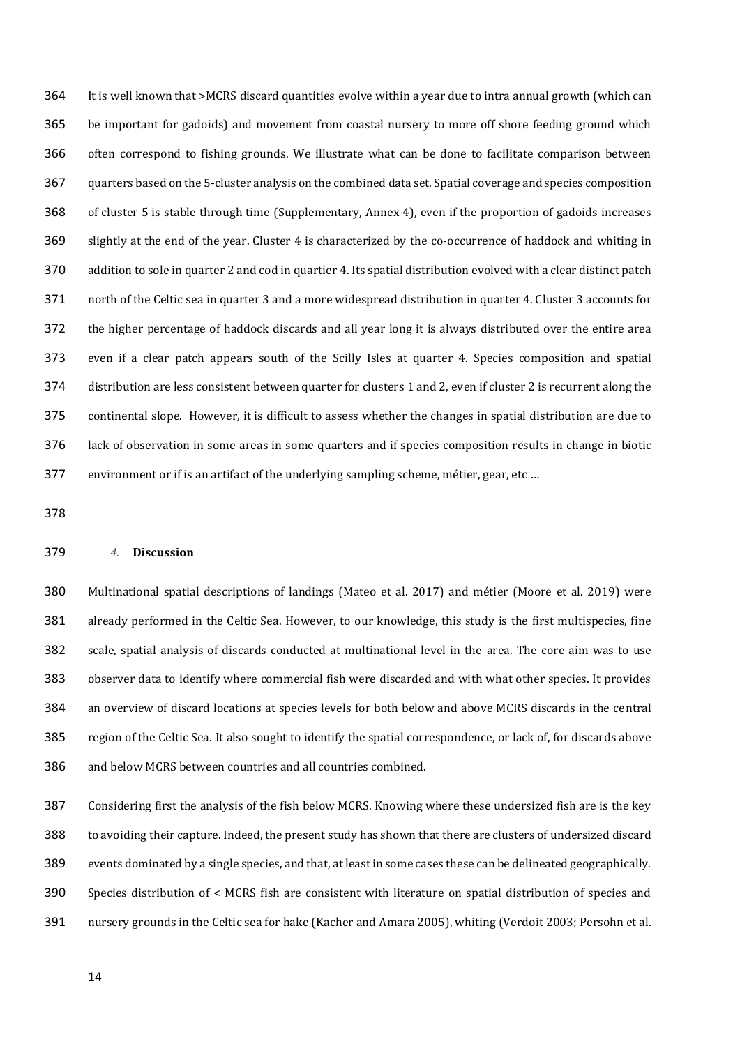It is well known that >MCRS discard quantities evolve within a year due to intra annual growth (which can be important for gadoids) and movement from coastal nursery to more off shore feeding ground which often correspond to fishing grounds. We illustrate what can be done to facilitate comparison between quarters based on the 5-cluster analysis on the combined data set. Spatial coverage and species composition of cluster 5 is stable through time (Supplementary, Annex 4), even if the proportion of gadoids increases slightly at the end of the year. Cluster 4 is characterized by the co-occurrence of haddock and whiting in addition to sole in quarter 2 and cod in quartier 4. Its spatial distribution evolved with a clear distinct patch north of the Celtic sea in quarter 3 and a more widespread distribution in quarter 4. Cluster 3 accounts for the higher percentage of haddock discards and all year long it is always distributed over the entire area even if a clear patch appears south of the Scilly Isles at quarter 4. Species composition and spatial distribution are less consistent between quarter for clusters 1 and 2, even if cluster 2 is recurrent along the continental slope. However, it is difficult to assess whether the changes in spatial distribution are due to lack of observation in some areas in some quarters and if species composition results in change in biotic environment or if is an artifact of the underlying sampling scheme, métier, gear, etc …

## *4.* **Discussion**

Multinational spatial descriptions of landings (Mateo et al. 2017) and métier (Moore et al. 2019) were already performed in the Celtic Sea. However, to our knowledge, this study is the first multispecies, fine scale, spatial analysis of discards conducted at multinational level in the area. The core aim was to use observer data to identify where commercial fish were discarded and with what other species. It provides an overview of discard locations at species levels for both below and above MCRS discards in the central region of the Celtic Sea. It also sought to identify the spatial correspondence, or lack of, for discards above and below MCRS between countries and all countries combined.

Considering first the analysis of the fish below MCRS. Knowing where these undersized fish are is the key to avoiding their capture. Indeed, the present study has shown that there are clusters of undersized discard events dominated by a single species, and that, at least in some cases these can be delineated geographically. Species distribution of < MCRS fish are consistent with literature on spatial distribution of species and nursery grounds in the Celtic sea for hake (Kacher and Amara 2005), whiting (Verdoit 2003; Persohn et al.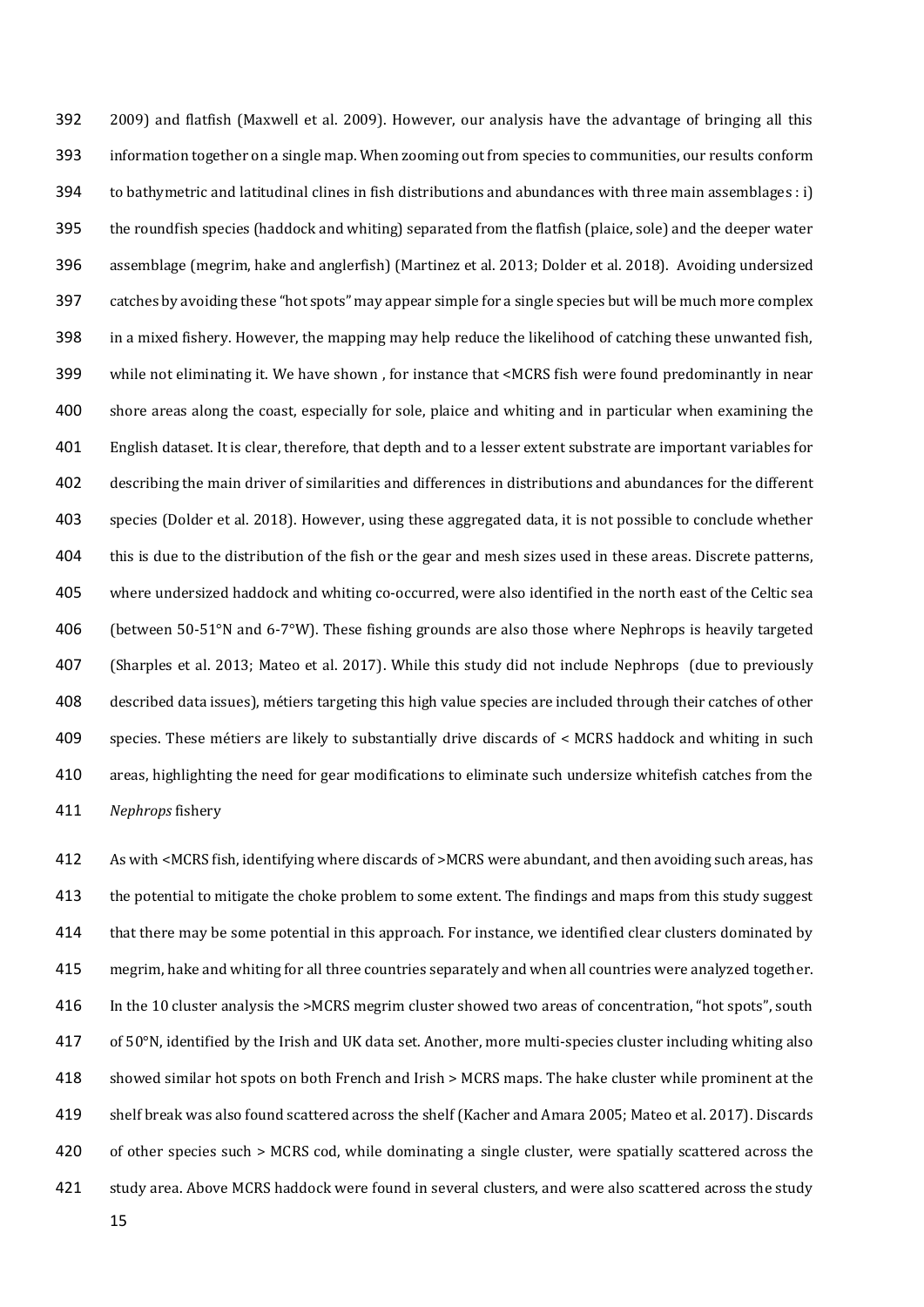2009) and flatfish (Maxwell et al. 2009). However, our analysis have the advantage of bringing all this information together on a single map. When zooming out from species to communities, our results conform to bathymetric and latitudinal clines in fish distributions and abundances with three main assemblages : i) the roundfish species (haddock and whiting) separated from the flatfish (plaice, sole) and the deeper water assemblage (megrim, hake and anglerfish) (Martinez et al. 2013; Dolder et al. 2018). Avoiding undersized catches by avoiding these "hot spots" may appear simple for a single species but will be much more complex in a mixed fishery. However, the mapping may help reduce the likelihood of catching these unwanted fish, while not eliminating it. We have shown , for instance that <MCRS fish were found predominantly in near shore areas along the coast, especially for sole, plaice and whiting and in particular when examining the English dataset. It is clear, therefore, that depth and to a lesser extent substrate are important variables for describing the main driver of similarities and differences in distributions and abundances for the different species (Dolder et al. 2018). However, using these aggregated data, it is not possible to conclude whether this is due to the distribution of the fish or the gear and mesh sizes used in these areas. Discrete patterns, where undersized haddock and whiting co-occurred, were also identified in the north east of the Celtic sea (between 50-51°N and 6-7°W). These fishing grounds are also those where Nephrops is heavily targeted (Sharples et al. 2013; Mateo et al. 2017). While this study did not include Nephrops (due to previously described data issues), métiers targeting this high value species are included through their catches of other species. These métiers are likely to substantially drive discards of < MCRS haddock and whiting in such areas, highlighting the need for gear modifications to eliminate such undersize whitefish catches from the *Nephrops* fishery

As with <MCRS fish, identifying where discards of >MCRS were abundant, and then avoiding such areas, has the potential to mitigate the choke problem to some extent. The findings and maps from this study suggest that there may be some potential in this approach. For instance, we identified clear clusters dominated by megrim, hake and whiting for all three countries separately and when all countries were analyzed together. In the 10 cluster analysis the >MCRS megrim cluster showed two areas of concentration, "hot spots", south of 50°N, identified by the Irish and UK data set. Another, more multi-species cluster including whiting also showed similar hot spots on both French and Irish > MCRS maps. The hake cluster while prominent at the shelf break was also found scattered across the shelf (Kacher and Amara 2005; Mateo et al. 2017). Discards of other species such > MCRS cod, while dominating a single cluster, were spatially scattered across the study area. Above MCRS haddock were found in several clusters, and were also scattered across the study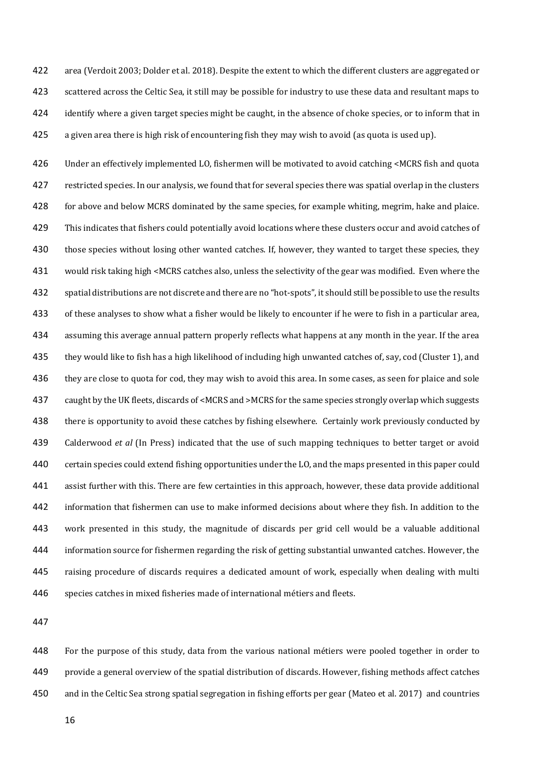area (Verdoit 2003; Dolder et al. 2018). Despite the extent to which the different clusters are aggregated or scattered across the Celtic Sea, it still may be possible for industry to use these data and resultant maps to identify where a given target species might be caught, in the absence of choke species, or to inform that in a given area there is high risk of encountering fish they may wish to avoid (as quota is used up).

Under an effectively implemented LO, fishermen will be motivated to avoid catching <MCRS fish and quota restricted species. In our analysis, we found that for several species there was spatial overlap in the clusters for above and below MCRS dominated by the same species, for example whiting, megrim, hake and plaice. This indicates that fishers could potentially avoid locations where these clusters occur and avoid catches of those species without losing other wanted catches. If, however, they wanted to target these species, they would risk taking high <MCRS catches also, unless the selectivity of the gear was modified. Even where the spatial distributions are not discrete and there are no "hot-spots", it should still be possible to use the results of these analyses to show what a fisher would be likely to encounter if he were to fish in a particular area, assuming this average annual pattern properly reflects what happens at any month in the year. If the area they would like to fish has a high likelihood of including high unwanted catches of, say, cod (Cluster 1), and they are close to quota for cod, they may wish to avoid this area. In some cases, as seen for plaice and sole caught by the UK fleets, discards of <MCRS and >MCRS for the same species strongly overlap which suggests there is opportunity to avoid these catches by fishing elsewhere. Certainly work previously conducted by Calderwood *et al* (In Press) indicated that the use of such mapping techniques to better target or avoid certain species could extend fishing opportunities under the LO, and the maps presented in this paper could assist further with this. There are few certainties in this approach, however, these data provide additional information that fishermen can use to make informed decisions about where they fish. In addition to the work presented in this study, the magnitude of discards per grid cell would be a valuable additional information source for fishermen regarding the risk of getting substantial unwanted catches. However, the raising procedure of discards requires a dedicated amount of work, especially when dealing with multi species catches in mixed fisheries made of international métiers and fleets.

For the purpose of this study, data from the various national métiers were pooled together in order to provide a general overview of the spatial distribution of discards. However, fishing methods affect catches and in the Celtic Sea strong spatial segregation in fishing efforts per gear (Mateo et al. 2017) and countries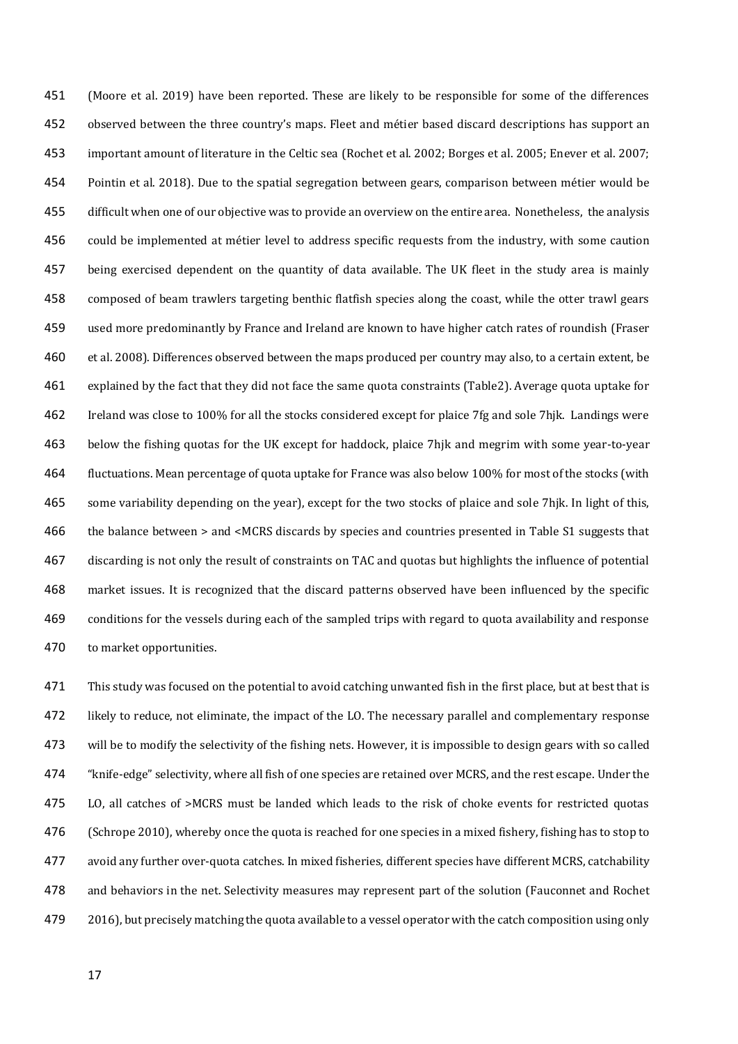(Moore et al. 2019) have been reported. These are likely to be responsible for some of the differences observed between the three country's maps. Fleet and métier based discard descriptions has support an important amount of literature in the Celtic sea (Rochet et al. 2002; Borges et al. 2005; Enever et al. 2007; Pointin et al. 2018). Due to the spatial segregation between gears, comparison between métier would be difficult when one of our objective was to provide an overview on the entire area. Nonetheless, the analysis could be implemented at métier level to address specific requests from the industry, with some caution being exercised dependent on the quantity of data available. The UK fleet in the study area is mainly composed of beam trawlers targeting benthic flatfish species along the coast, while the otter trawl gears used more predominantly by France and Ireland are known to have higher catch rates of roundish (Fraser et al. 2008). Differences observed between the maps produced per country may also, to a certain extent, be explained by the fact that they did not face the same quota constraints (Table2). Average quota uptake for Ireland was close to 100% for all the stocks considered except for plaice 7fg and sole 7hjk. Landings were below the fishing quotas for the UK except for haddock, plaice 7hjk and megrim with some year-to-year fluctuations. Mean percentage of quota uptake for France was also below 100% for most of the stocks (with some variability depending on the year), except for the two stocks of plaice and sole 7hjk. In light of this, the balance between > and <MCRS discards by species and countries presented in Table S1 suggests that discarding is not only the result of constraints on TAC and quotas but highlights the influence of potential market issues. It is recognized that the discard patterns observed have been influenced by the specific conditions for the vessels during each of the sampled trips with regard to quota availability and response to market opportunities.

This study was focused on the potential to avoid catching unwanted fish in the first place, but at best that is likely to reduce, not eliminate, the impact of the LO. The necessary parallel and complementary response will be to modify the selectivity of the fishing nets. However, it is impossible to design gears with so called "knife-edge" selectivity, where all fish of one species are retained over MCRS, and the rest escape. Under the LO, all catches of >MCRS must be landed which leads to the risk of choke events for restricted quotas (Schrope 2010), whereby once the quota is reached for one species in a mixed fishery, fishing has to stop to avoid any further over-quota catches. In mixed fisheries, different species have different MCRS, catchability and behaviors in the net. Selectivity measures may represent part of the solution (Fauconnet and Rochet 2016), but precisely matching the quota available to a vessel operator with the catch composition using only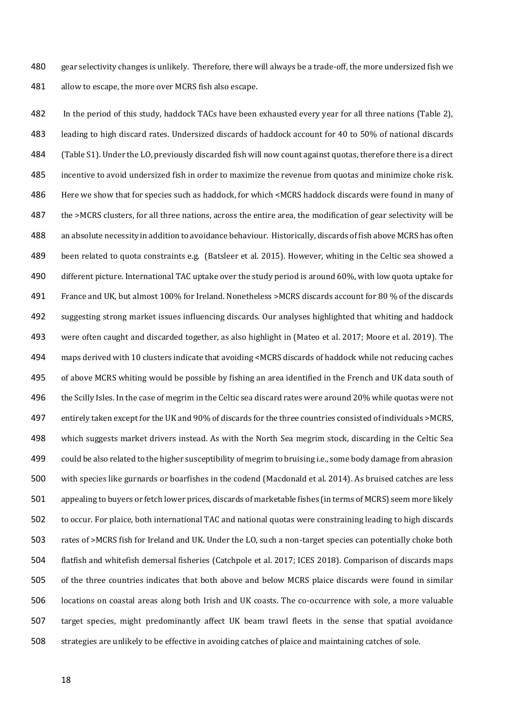gear selectivity changes is unlikely. Therefore, there will always be a trade-off, the more undersized fish we allow to escape, the more over MCRS fish also escape.

In the period of this study, haddock TACs have been exhausted every year for all three nations (Table 2), leading to high discard rates. Undersized discards of haddock account for 40 to 50% of national discards (Table S1). Under the LO, previously discarded fish will now count against quotas, therefore there is a direct incentive to avoid undersized fish in order to maximize the revenue from quotas and minimize choke risk. Here we show that for species such as haddock, for which <MCRS haddock discards were found in many of the >MCRS clusters, for all three nations, across the entire area, the modification of gear selectivity will be an absolute necessity in addition to avoidance behaviour. Historically, discards of fish above MCRS has often been related to quota constraints e.g. (Batsleer et al. 2015). However, whiting in the Celtic sea showed a different picture. International TAC uptake over the study period is around 60%, with low quota uptake for France and UK, but almost 100% for Ireland. Nonetheless >MCRS discards account for 80 % of the discards suggesting strong market issues influencing discards. Our analyses highlighted that whiting and haddock were often caught and discarded together, as also highlight in (Mateo et al. 2017; Moore et al. 2019). The maps derived with 10 clusters indicate that avoiding <MCRS discards of haddock while not reducing caches of above MCRS whiting would be possible by fishing an area identified in the French and UK data south of the Scilly Isles. In the case of megrim in the Celtic sea discard rates were around 20% while quotas were not entirely taken except for the UK and 90% of discards for the three countries consisted of individuals >MCRS, which suggests market drivers instead. As with the North Sea megrim stock, discarding in the Celtic Sea could be also related to the higher susceptibility of megrim to bruising i.e., some body damage from abrasion with species like gurnards or boarfishes in the codend (Macdonald et al. 2014). As bruised catches are less appealing to buyers or fetch lower prices, discards of marketable fishes (in terms of MCRS) seem more likely to occur. For plaice, both international TAC and national quotas were constraining leading to high discards rates of >MCRS fish for Ireland and UK. Under the LO, such a non-target species can potentially choke both flatfish and whitefish demersal fisheries (Catchpole et al. 2017; ICES 2018). Comparison of discards maps of the three countries indicates that both above and below MCRS plaice discards were found in similar locations on coastal areas along both Irish and UK coasts. The co-occurrence with sole, a more valuable target species, might predominantly affect UK beam trawl fleets in the sense that spatial avoidance strategies are unlikely to be effective in avoiding catches of plaice and maintaining catches of sole.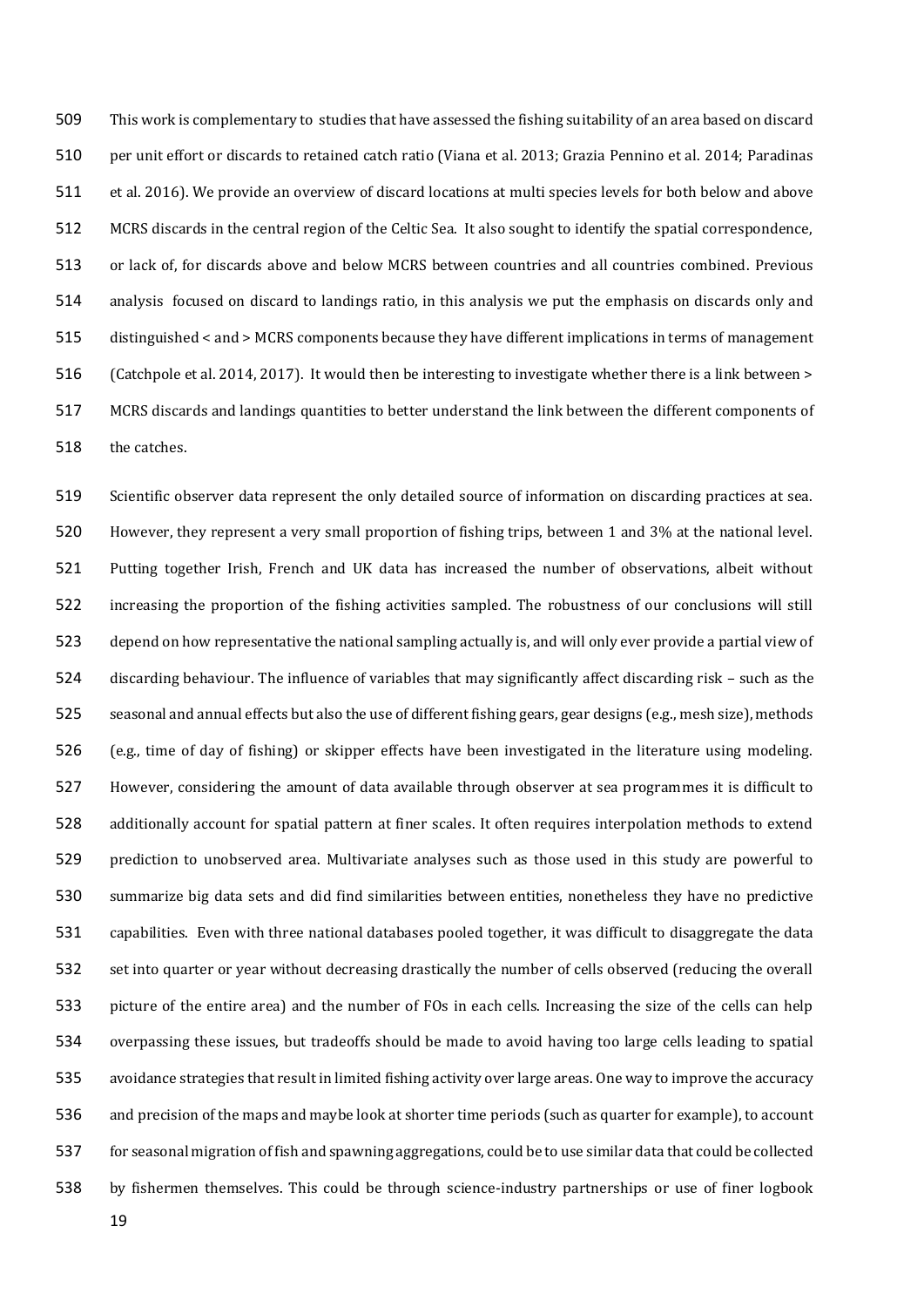This work is complementary to studies that have assessed the fishing suitability of an area based on discard per unit effort or discards to retained catch ratio (Viana et al. 2013; Grazia Pennino et al. 2014; Paradinas et al. 2016). We provide an overview of discard locations at multi species levels for both below and above MCRS discards in the central region of the Celtic Sea. It also sought to identify the spatial correspondence, or lack of, for discards above and below MCRS between countries and all countries combined. Previous analysis focused on discard to landings ratio, in this analysis we put the emphasis on discards only and distinguished < and > MCRS components because they have different implications in terms of management (Catchpole et al. 2014, 2017). It would then be interesting to investigate whether there is a link between > MCRS discards and landings quantities to better understand the link between the different components of the catches.

Scientific observer data represent the only detailed source of information on discarding practices at sea. However, they represent a very small proportion of fishing trips, between 1 and 3% at the national level. Putting together Irish, French and UK data has increased the number of observations, albeit without increasing the proportion of the fishing activities sampled. The robustness of our conclusions will still depend on how representative the national sampling actually is, and will only ever provide a partial view of discarding behaviour. The influence of variables that may significantly affect discarding risk – such as the seasonal and annual effects but also the use of different fishing gears, gear designs (e.g., mesh size), methods (e.g., time of day of fishing) or skipper effects have been investigated in the literature using modeling. However, considering the amount of data available through observer at sea programmes it is difficult to additionally account for spatial pattern at finer scales. It often requires interpolation methods to extend prediction to unobserved area. Multivariate analyses such as those used in this study are powerful to summarize big data sets and did find similarities between entities, nonetheless they have no predictive capabilities. Even with three national databases pooled together, it was difficult to disaggregate the data set into quarter or year without decreasing drastically the number of cells observed (reducing the overall picture of the entire area) and the number of FOs in each cells. Increasing the size of the cells can help overpassing these issues, but tradeoffs should be made to avoid having too large cells leading to spatial avoidance strategies that result in limited fishing activity over large areas. One way to improve the accuracy and precision of the maps and maybe look at shorter time periods (such as quarter for example), to account for seasonal migration of fish and spawning aggregations, could be to use similar data that could be collected by fishermen themselves. This could be through science-industry partnerships or use of finer logbook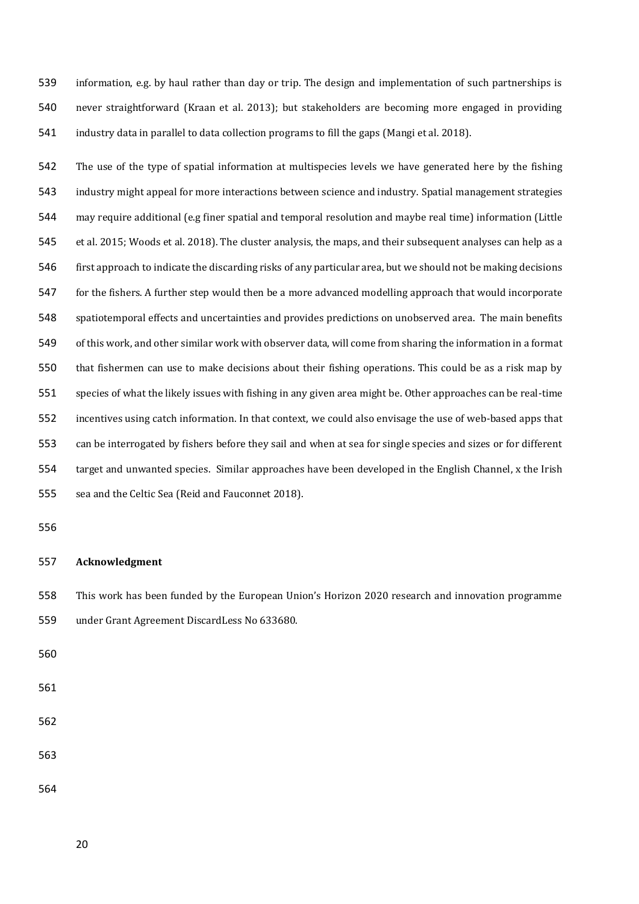information, e.g. by haul rather than day or trip. The design and implementation of such partnerships is never straightforward (Kraan et al. 2013); but stakeholders are becoming more engaged in providing industry data in parallel to data collection programs to fill the gaps (Mangi et al. 2018).

The use of the type of spatial information at multispecies levels we have generated here by the fishing industry might appeal for more interactions between science and industry. Spatial management strategies may require additional (e.g finer spatial and temporal resolution and maybe real time) information (Little et al. 2015; Woods et al. 2018). The cluster analysis, the maps, and their subsequent analyses can help as a first approach to indicate the discarding risks of any particular area, but we should not be making decisions for the fishers. A further step would then be a more advanced modelling approach that would incorporate spatiotemporal effects and uncertainties and provides predictions on unobserved area. The main benefits of this work, and other similar work with observer data, will come from sharing the information in a format that fishermen can use to make decisions about their fishing operations. This could be as a risk map by species of what the likely issues with fishing in any given area might be. Other approaches can be real-time incentives using catch information. In that context, we could also envisage the use of web-based apps that can be interrogated by fishers before they sail and when at sea for single species and sizes or for different target and unwanted species. Similar approaches have been developed in the English Channel, x the Irish sea and the Celtic Sea (Reid and Fauconnet 2018).

**Acknowledgment**

This work has been funded by the European Union's Horizon 2020 research and innovation programme under Grant Agreement DiscardLess No 633680.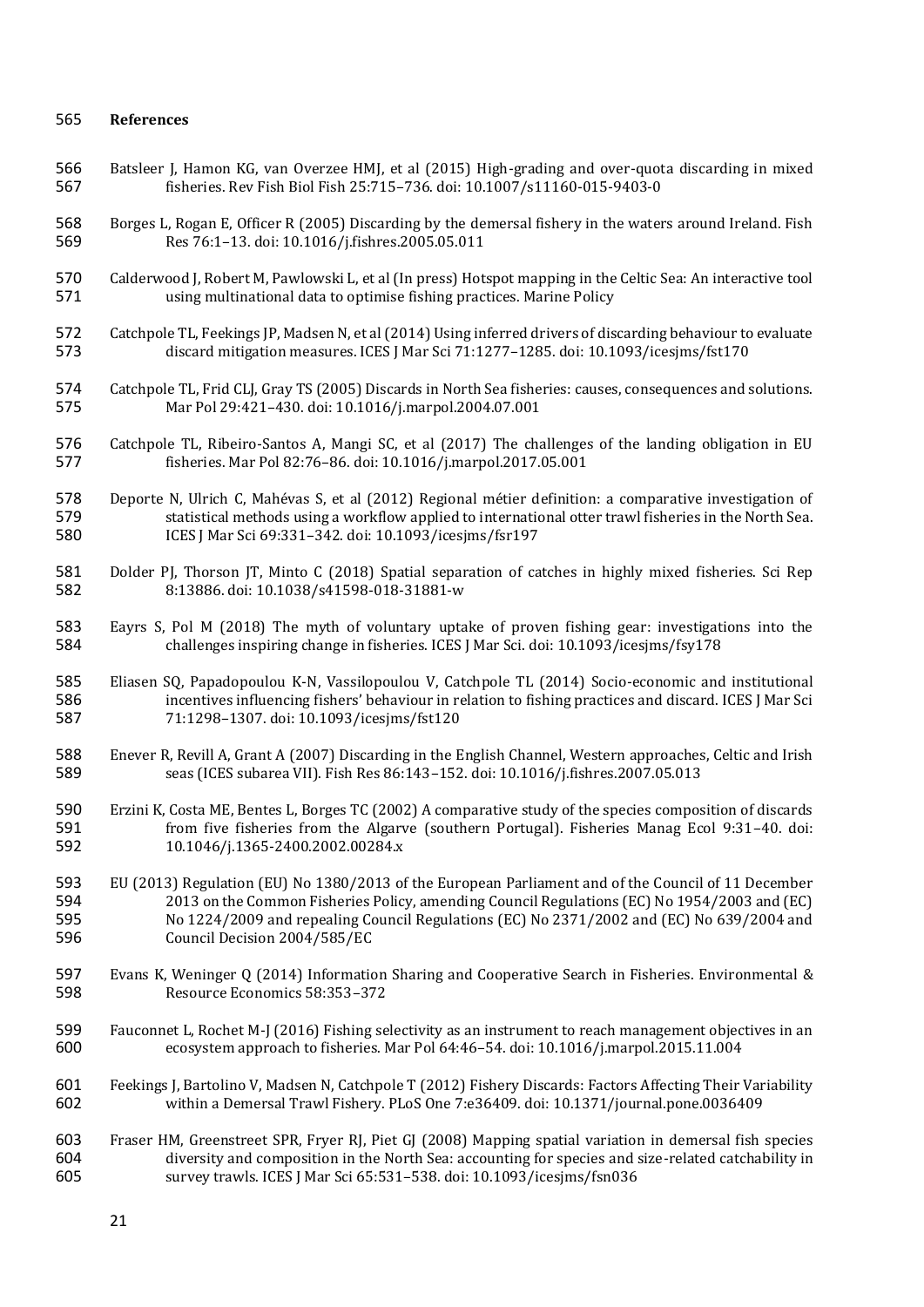**References**

Batsleer J, Hamon KG, van Overzee HMJ, et al (2015) High-grading and over-quota discarding in mixed fisheries. Rev Fish Biol Fish 25:715–736. doi: 10.1007/s11160-015-9403-0

Borges L, Rogan E, Officer R (2005) Discarding by the demersal fishery in the waters around Ireland. Fish Res 76:1–13. doi: 10.1016/j.fishres.2005.05.011

Calderwood J, Robert M, Pawlowski L, et al (In press) Hotspot mapping in the Celtic Sea: An interactive tool using multinational data to optimise fishing practices. Marine Policy

Catchpole TL, Feekings JP, Madsen N, et al (2014) Using inferred drivers of discarding behaviour to evaluate discard mitigation measures. ICES J Mar Sci 71:1277–1285. doi: 10.1093/icesjms/fst170

Catchpole TL, Frid CLJ, Gray TS (2005) Discards in North Sea fisheries: causes, consequences and solutions. Mar Pol 29:421–430. doi: 10.1016/j.marpol.2004.07.001

Catchpole TL, Ribeiro-Santos A, Mangi SC, et al (2017) The challenges of the landing obligation in EU fisheries. Mar Pol 82:76–86. doi: 10.1016/j.marpol.2017.05.001

Deporte N, Ulrich C, Mahévas S, et al (2012) Regional métier definition: a comparative investigation of statistical methods using a workflow applied to international otter trawl fisheries in the North Sea. ICES J Mar Sci 69:331–342. doi: 10.1093/icesjms/fsr197

Dolder PJ, Thorson JT, Minto C (2018) Spatial separation of catches in highly mixed fisheries. Sci Rep 8:13886. doi: 10.1038/s41598-018-31881-w

Eayrs S, Pol M (2018) The myth of voluntary uptake of proven fishing gear: investigations into the challenges inspiring change in fisheries. ICES J Mar Sci. doi: 10.1093/icesjms/fsy178

Eliasen SQ, Papadopoulou K-N, Vassilopoulou V, Catchpole TL (2014) Socio-economic and institutional incentives influencing fishers' behaviour in relation to fishing practices and discard. ICES J Mar Sci 71:1298–1307. doi: 10.1093/icesjms/fst120

Enever R, Revill A, Grant A (2007) Discarding in the English Channel, Western approaches, Celtic and Irish seas (ICES subarea VII). Fish Res 86:143–152. doi: 10.1016/j.fishres.2007.05.013

Erzini K, Costa ME, Bentes L, Borges TC (2002) A comparative study of the species composition of discards from five fisheries from the Algarve (southern Portugal). Fisheries Manag Ecol 9:31–40. doi: 10.1046/j.1365-2400.2002.00284.x

EU (2013) Regulation (EU) No 1380/2013 of the European Parliament and of the Council of 11 December 2013 on the Common Fisheries Policy, amending Council Regulations (EC) No 1954/2003 and (EC) No 1224/2009 and repealing Council Regulations (EC) No 2371/2002 and (EC) No 639/2004 and Council Decision 2004/585/EC

Evans K, Weninger Q (2014) Information Sharing and Cooperative Search in Fisheries. Environmental & Resource Economics 58:353–372

Fauconnet L, Rochet M-J (2016) Fishing selectivity as an instrument to reach management objectives in an ecosystem approach to fisheries. Mar Pol 64:46–54. doi: 10.1016/j.marpol.2015.11.004

Feekings J, Bartolino V, Madsen N, Catchpole T (2012) Fishery Discards: Factors Affecting Their Variability within a Demersal Trawl Fishery. PLoS One 7:e36409. doi: 10.1371/journal.pone.0036409

Fraser HM, Greenstreet SPR, Fryer RJ, Piet GJ (2008) Mapping spatial variation in demersal fish species diversity and composition in the North Sea: accounting for species and size-related catchability in survey trawls. ICES J Mar Sci 65:531–538. doi: 10.1093/icesjms/fsn036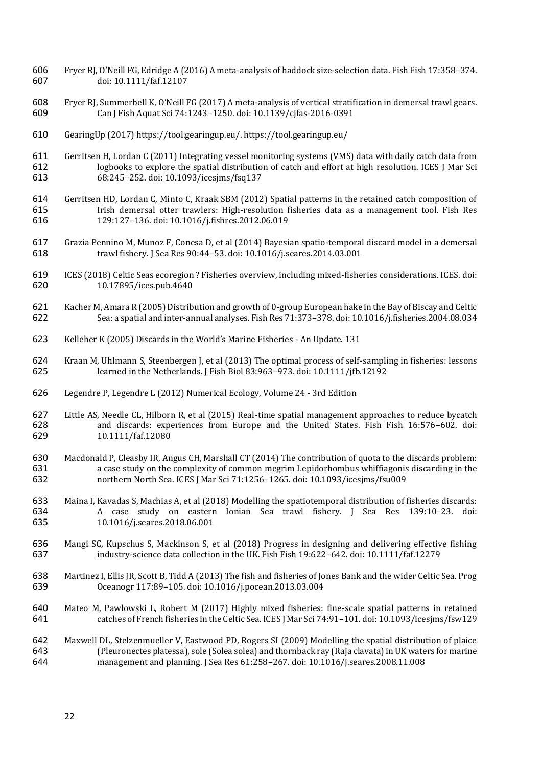Fryer RJ, O'Neill FG, Edridge A (2016) A meta-analysis of haddock size-selection data. Fish Fish 17:358–374. doi: 10.1111/faf.12107

Fryer RJ, Summerbell K, O'Neill FG (2017) A meta-analysis of vertical stratification in demersal trawl gears. Can J Fish Aquat Sci 74:1243–1250. doi: 10.1139/cjfas-2016-0391

GearingUp (2017) https://tool.gearingup.eu/. https://tool.gearingup.eu/

Gerritsen H, Lordan C (2011) Integrating vessel monitoring systems (VMS) data with daily catch data from logbooks to explore the spatial distribution of catch and effort at high resolution. ICES J Mar Sci 68:245–252. doi: 10.1093/icesjms/fsq137

Gerritsen HD, Lordan C, Minto C, Kraak SBM (2012) Spatial patterns in the retained catch composition of Irish demersal otter trawlers: High-resolution fisheries data as a management tool. Fish Res 129:127–136. doi: 10.1016/j.fishres.2012.06.019

Grazia Pennino M, Munoz F, Conesa D, et al (2014) Bayesian spatio-temporal discard model in a demersal trawl fishery. J Sea Res 90:44–53. doi: 10.1016/j.seares.2014.03.001

ICES (2018) Celtic Seas ecoregion ? Fisheries overview, including mixed-fisheries considerations. ICES. doi: 10.17895/ices.pub.4640

Kacher M, Amara R (2005) Distribution and growth of 0-group European hake in the Bay of Biscay and Celtic Sea: a spatial and inter-annual analyses. Fish Res 71:373–378. doi: 10.1016/j.fisheries.2004.08.034

Kelleher K (2005) Discards in the World's Marine Fisheries - An Update. 131

Kraan M, Uhlmann S, Steenbergen J, et al (2013) The optimal process of self-sampling in fisheries: lessons learned in the Netherlands. J Fish Biol 83:963–973. doi: 10.1111/jfb.12192

Legendre P, Legendre L (2012) Numerical Ecology, Volume 24 - 3rd Edition

Little AS, Needle CL, Hilborn R, et al (2015) Real-time spatial management approaches to reduce bycatch and discards: experiences from Europe and the United States. Fish Fish 16:576–602. doi: 10.1111/faf.12080

Macdonald P, Cleasby IR, Angus CH, Marshall CT (2014) The contribution of quota to the discards problem: a case study on the complexity of common megrim Lepidorhombus whiffiagonis discarding in the northern North Sea. ICES J Mar Sci 71:1256–1265. doi: 10.1093/icesjms/fsu009

Maina I, Kavadas S, Machias A, et al (2018) Modelling the spatiotemporal distribution of fisheries discards: A case study on eastern Ionian Sea trawl fishery. J Sea Res 139:10–23. doi: 10.1016/j.seares.2018.06.001

Mangi SC, Kupschus S, Mackinson S, et al (2018) Progress in designing and delivering effective fishing industry-science data collection in the UK. Fish Fish 19:622–642. doi: 10.1111/faf.12279

Martinez I, Ellis JR, Scott B, Tidd A (2013) The fish and fisheries of Jones Bank and the wider Celtic Sea. Prog Oceanogr 117:89–105. doi: 10.1016/j.pocean.2013.03.004

Mateo M, Pawlowski L, Robert M (2017) Highly mixed fisheries: fine-scale spatial patterns in retained catches of French fisheries in the Celtic Sea. ICES J Mar Sci 74:91–101. doi: 10.1093/icesjms/fsw129

Maxwell DL, Stelzenmueller V, Eastwood PD, Rogers SI (2009) Modelling the spatial distribution of plaice (Pleuronectes platessa), sole (Solea solea) and thornback ray (Raja clavata) in UK waters for marine management and planning. J Sea Res 61:258–267. doi: 10.1016/j.seares.2008.11.008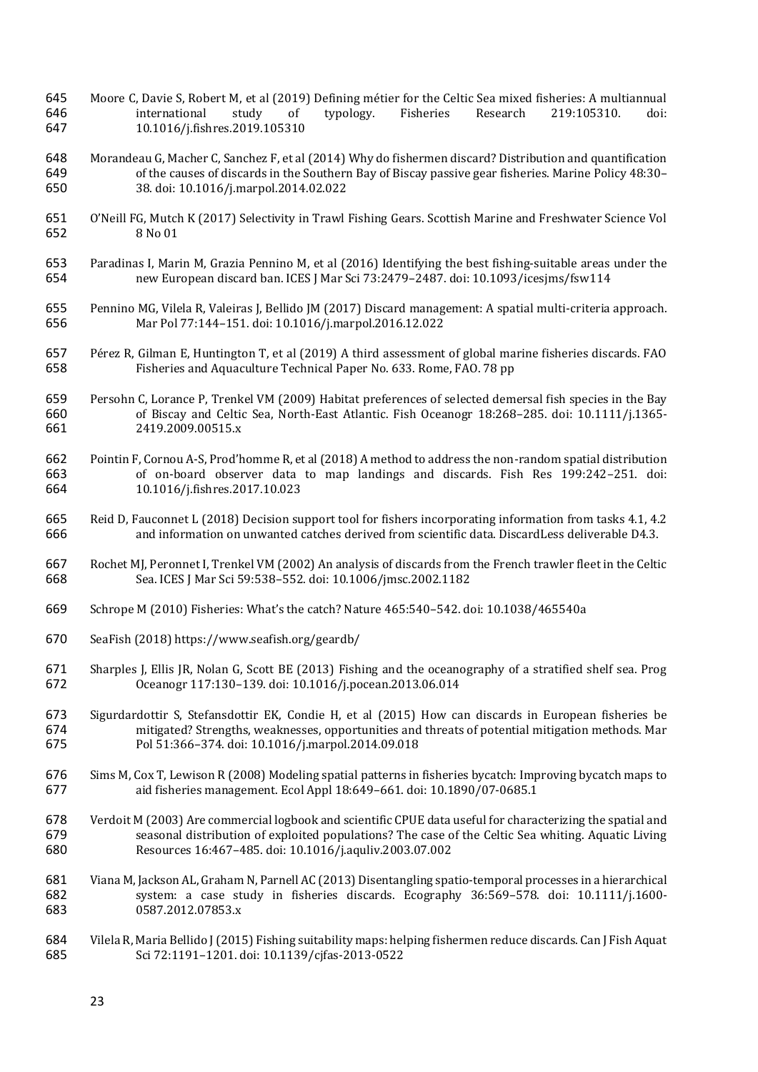Moore C, Davie S, Robert M, et al (2019) Defining métier for the Celtic Sea mixed fisheries: A multiannual international study of typology. Fisheries Research 219:105310. doi: 10.1016/j.fishres.2019.105310

Morandeau G, Macher C, Sanchez F, et al (2014) Why do fishermen discard? Distribution and quantification of the causes of discards in the Southern Bay of Biscay passive gear fisheries. Marine Policy 48:30–38. doi: 10.1016/j.marpol.2014.02.022

O'Neill FG, Mutch K (2017) Selectivity in Trawl Fishing Gears. Scottish Marine and Freshwater Science Vol 8 No 01

Paradinas I, Marin M, Grazia Pennino M, et al (2016) Identifying the best fishing-suitable areas under the new European discard ban. ICES J Mar Sci 73:2479–2487. doi: 10.1093/icesjms/fsw114

Pennino MG, Vilela R, Valeiras J, Bellido JM (2017) Discard management: A spatial multi-criteria approach. Mar Pol 77:144–151. doi: 10.1016/j.marpol.2016.12.022

Pérez R, Gilman E, Huntington T, et al (2019) A third assessment of global marine fisheries discards. FAO Fisheries and Aquaculture Technical Paper No. 633. Rome, FAO. 78 pp

Persohn C, Lorance P, Trenkel VM (2009) Habitat preferences of selected demersal fish species in the Bay of Biscay and Celtic Sea, North-East Atlantic. Fish Oceanogr 18:268–285. doi: 10.1111/j.1365-2419.2009.00515.x

Pointin F, Cornou A-S, Prod'homme R, et al (2018) A method to address the non-random spatial distribution of on-board observer data to map landings and discards. Fish Res 199:242–251. doi: 10.1016/j.fishres.2017.10.023

Reid D, Fauconnet L (2018) Decision support tool for fishers incorporating information from tasks 4.1, 4.2 and information on unwanted catches derived from scientific data. DiscardLess deliverable D4.3.

Rochet MJ, Peronnet I, Trenkel VM (2002) An analysis of discards from the French trawler fleet in the Celtic Sea. ICES J Mar Sci 59:538–552. doi: 10.1006/jmsc.2002.1182

Schrope M (2010) Fisheries: What's the catch? Nature 465:540–542. doi: 10.1038/465540a

SeaFish (2018) https://www.seafish.org/geardb/

Sharples J, Ellis JR, Nolan G, Scott BE (2013) Fishing and the oceanography of a stratified shelf sea. Prog Oceanogr 117:130–139. doi: 10.1016/j.pocean.2013.06.014

Sigurdardottir S, Stefansdottir EK, Condie H, et al (2015) How can discards in European fisheries be mitigated? Strengths, weaknesses, opportunities and threats of potential mitigation methods. Mar Pol 51:366–374. doi: 10.1016/j.marpol.2014.09.018

Sims M, Cox T, Lewison R (2008) Modeling spatial patterns in fisheries bycatch: Improving bycatch maps to aid fisheries management. Ecol Appl 18:649–661. doi: 10.1890/07-0685.1

Verdoit M (2003) Are commercial logbook and scientific CPUE data useful for characterizing the spatial and seasonal distribution of exploited populations? The case of the Celtic Sea whiting. Aquatic Living Resources 16:467–485. doi: 10.1016/j.aquliv.2003.07.002

Viana M, Jackson AL, Graham N, Parnell AC (2013) Disentangling spatio-temporal processes in a hierarchical system: a case study in fisheries discards. Ecography 36:569–578. doi: 10.1111/j.1600-0587.2012.07853.x

Vilela R, Maria Bellido J (2015) Fishing suitability maps: helping fishermen reduce discards. Can J Fish Aquat Sci 72:1191–1201. doi: 10.1139/cjfas-2013-0522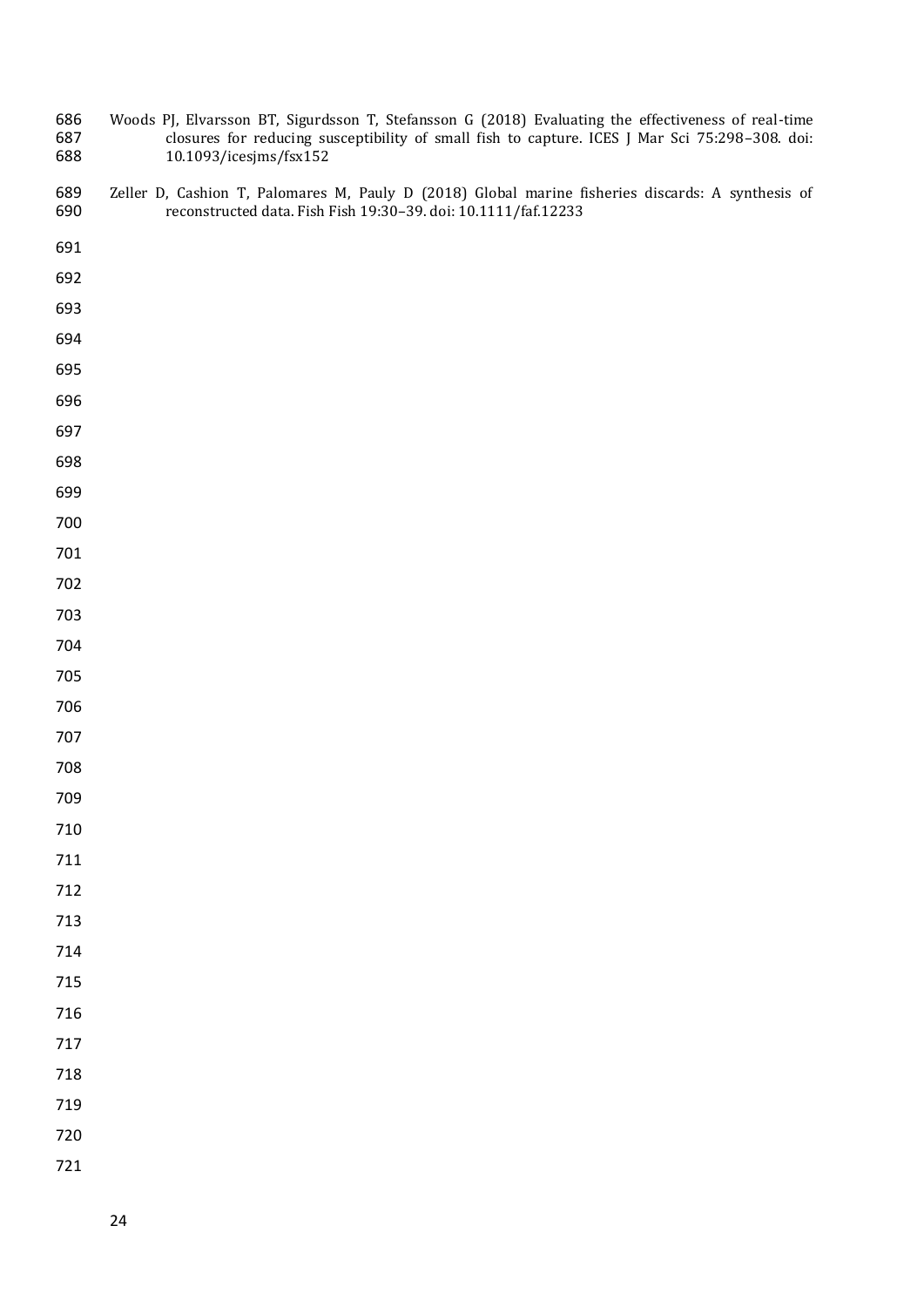Woods PJ, Elvarsson BT, Sigurdsson T, Stefansson G (2018) Evaluating the effectiveness of real-time closures for reducing susceptibility of small fish to capture. ICES J Mar Sci 75:298–308. doi: 10.1093/icesjms/fsx152

Zeller D, Cashion T, Palomares M, Pauly D (2018) Global marine fisheries discards: A synthesis of reconstructed data. Fish Fish 19:30–39. doi: 10.1111/faf.12233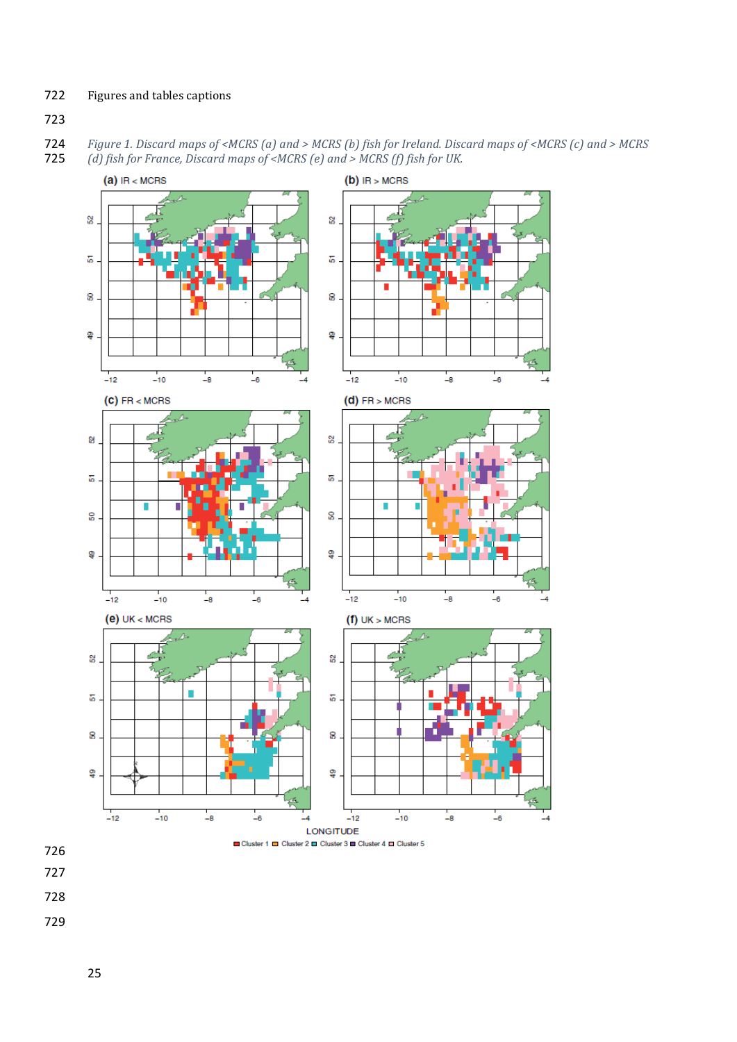Figures and tables captions

*Figure 1. Discard maps of <MCRS (a) and > MCRS (b) fish for Ireland. Discard maps of <MCRS (c) and > MCRS (d) fish for France, Discard maps of <MCRS (e) and > MCRS (f) fish for UK.*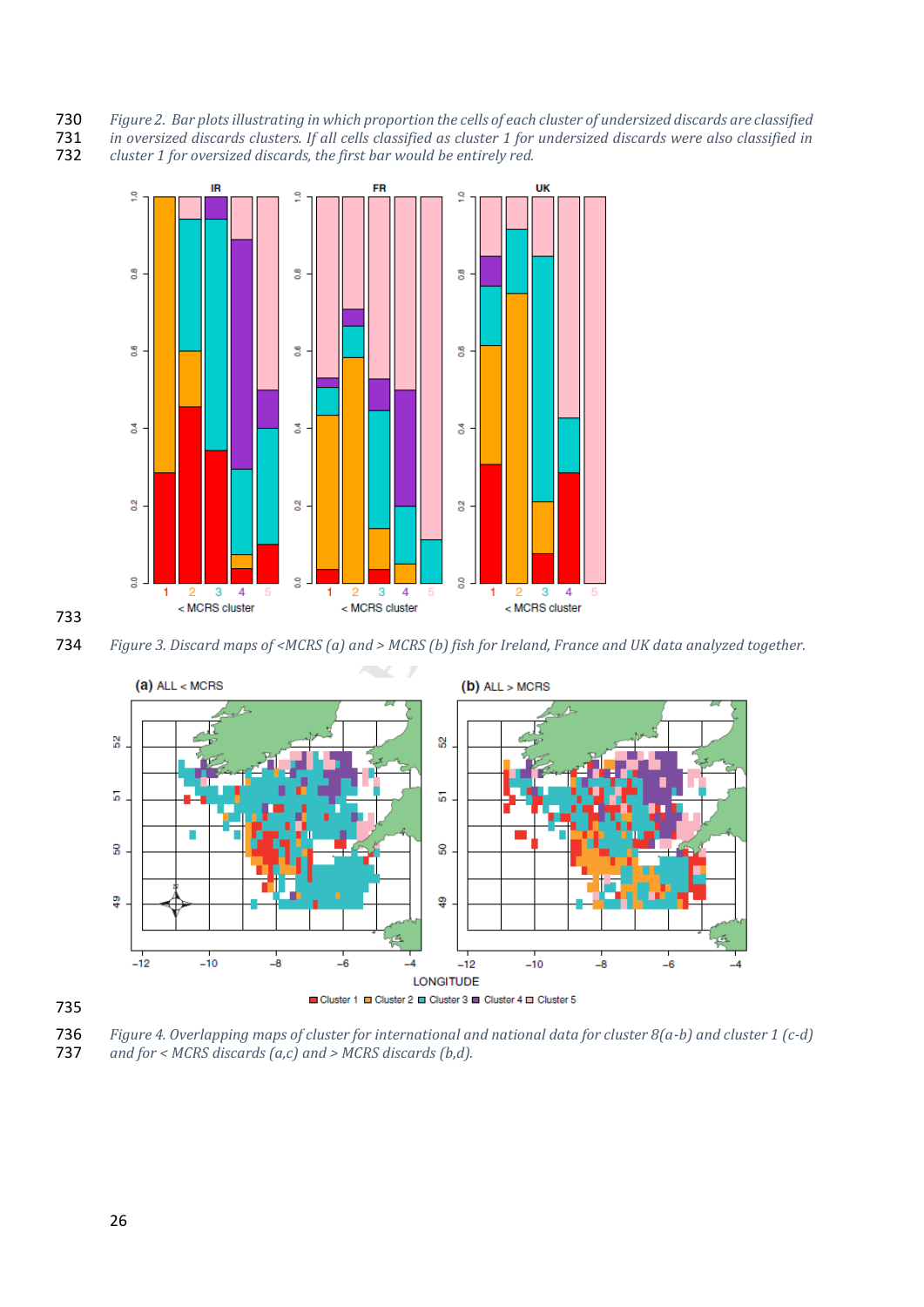*Figure 2. Bar plots illustrating in which proportion the cells of each cluster of undersized discards are classified in oversized discards clusters. If all cells classified as cluster 1 for undersized discards were also classified in cluster 1 for oversized discards, the first bar would be entirely red.*

*Figure 3. Discard maps of <MCRS (a) and > MCRS (b) fish for Ireland, France and UK data analyzed together.*

*Figure 4. Overlapping maps of cluster for international and national data for cluster 8(a-b) and cluster 1 (c-d) and for < MCRS discards (a,c) and > MCRS discards (b,d).*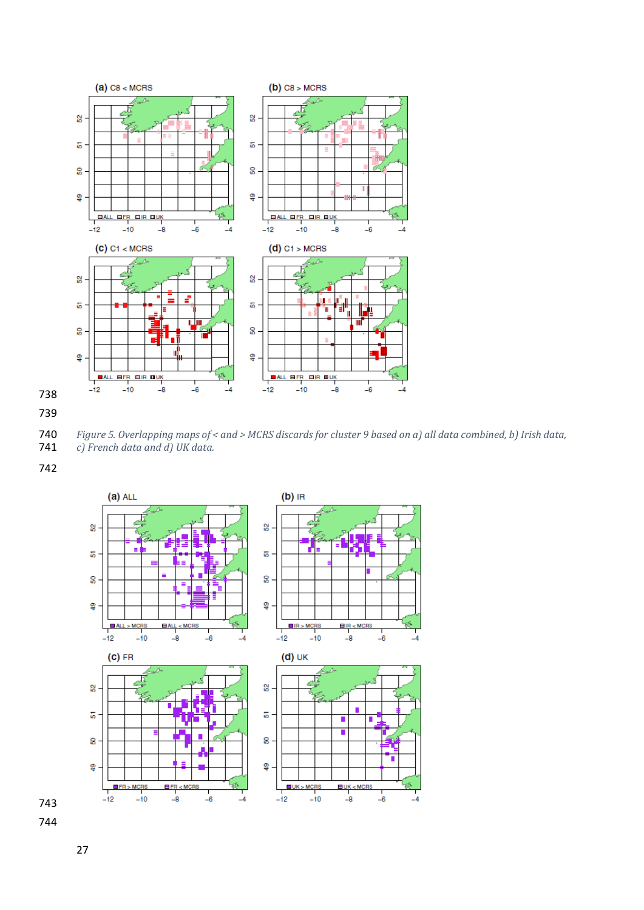Figure 5. Overlapping maps of < and > MCRS discards for cluster 9 based on a) all data combined, b) Irish data, c) French data and d) UK data.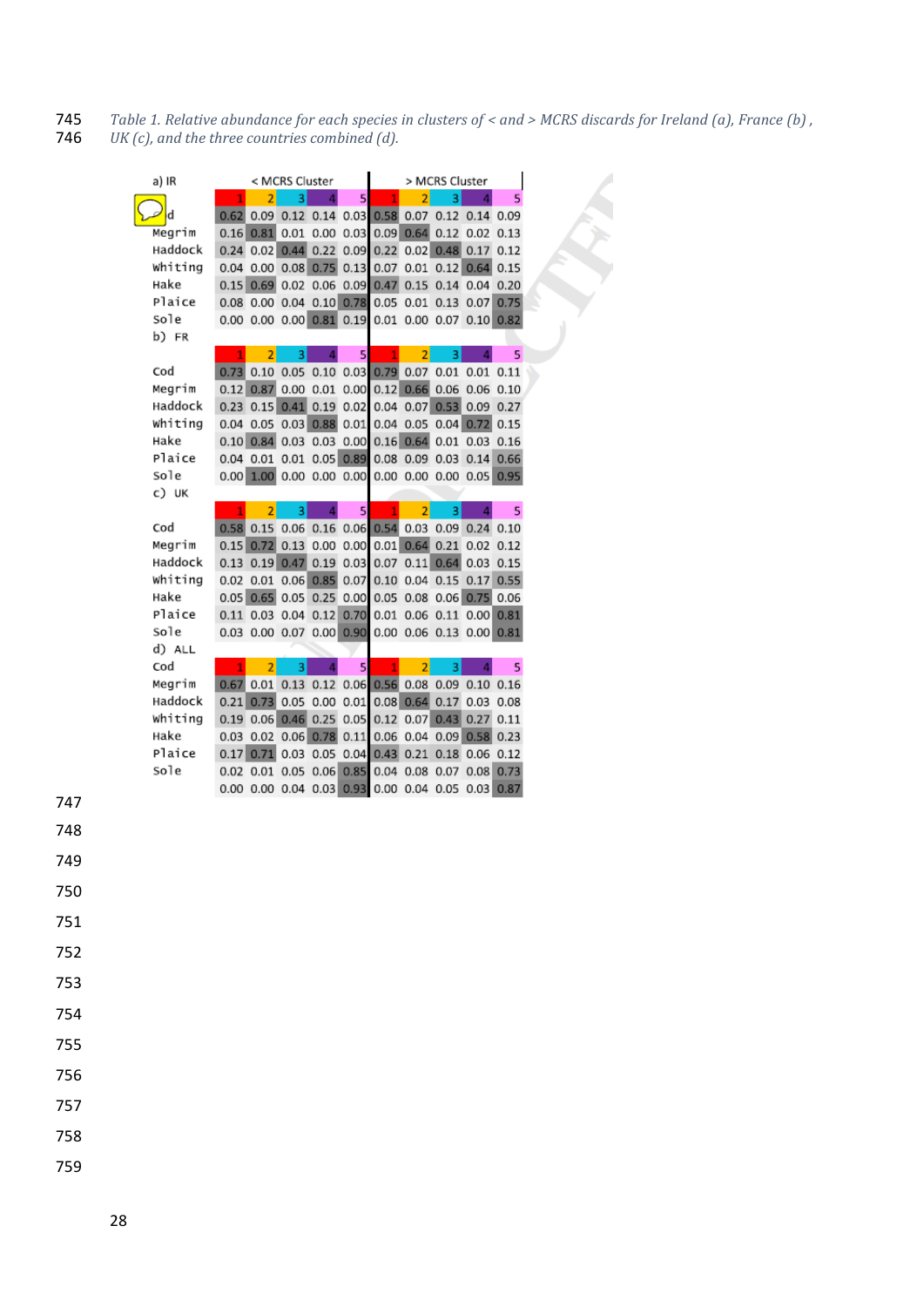*Table 1. Relative abundance for each species in clusters of < and > MCRS discards for Ireland (a), France (b), UK (c), and the three countries combined (d).*

| | < MCRS Cluster | | | | | > MCRS Cluster | | | | |
|---|---|---|---|---|---|---|---|---|---|---|
| **a) IR** | 1 | 2 | 3 | 4 | 5 | 1 | 2 | 3 | 4 | 5 |
| Cod | 0.62 | 0.09 | 0.12 | 0.14 | 0.03 | 0.58 | 0.07 | 0.12 | 0.14 | 0.09 |
| Megrim | 0.16 | 0.81 | 0.01 | 0.00 | 0.03 | 0.09 | 0.64 | 0.12 | 0.02 | 0.13 |
| Haddock | 0.24 | 0.02 | 0.44 | 0.22 | 0.09 | 0.22 | 0.02 | 0.48 | 0.17 | 0.12 |
| Whiting | 0.04 | 0.00 | 0.08 | 0.75 | 0.13 | 0.07 | 0.01 | 0.12 | 0.64 | 0.15 |
| Hake | 0.15 | 0.69 | 0.02 | 0.06 | 0.09 | 0.47 | 0.15 | 0.14 | 0.04 | 0.20 |
| Plaice | 0.08 | 0.00 | 0.04 | 0.10 | 0.78 | 0.05 | 0.01 | 0.13 | 0.07 | 0.75 |
| Sole | 0.00 | 0.00 | 0.00 | 0.81 | 0.19 | 0.01 | 0.00 | 0.07 | 0.10 | 0.82 |
| **b) FR** | 1 | 2 | 3 | 4 | 5 | 1 | 2 | 3 | 4 | 5 |
| Cod | 0.73 | 0.10 | 0.05 | 0.10 | 0.03 | 0.79 | 0.07 | 0.01 | 0.01 | 0.11 |
| Megrim | 0.12 | 0.87 | 0.00 | 0.01 | 0.00 | 0.12 | 0.66 | 0.06 | 0.06 | 0.10 |
| Haddock | 0.23 | 0.15 | 0.41 | 0.19 | 0.02 | 0.04 | 0.07 | 0.53 | 0.09 | 0.27 |
| Whiting | 0.04 | 0.05 | 0.03 | 0.88 | 0.01 | 0.04 | 0.05 | 0.04 | 0.72 | 0.15 |
| Hake | 0.10 | 0.84 | 0.03 | 0.03 | 0.00 | 0.16 | 0.64 | 0.01 | 0.03 | 0.16 |
| Plaice | 0.04 | 0.01 | 0.01 | 0.05 | 0.89 | 0.08 | 0.09 | 0.03 | 0.14 | 0.66 |
| Sole | 0.00 | 1.00 | 0.00 | 0.00 | 0.00 | 0.00 | 0.00 | 0.00 | 0.05 | 0.95 |
| **c) UK** | 1 | 2 | 3 | 4 | 5 | 1 | 2 | 3 | 4 | 5 |
| Cod | 0.58 | 0.15 | 0.06 | 0.16 | 0.06 | 0.54 | 0.03 | 0.09 | 0.24 | 0.10 |
| Megrim | 0.15 | 0.72 | 0.13 | 0.00 | 0.00 | 0.01 | 0.64 | 0.21 | 0.02 | 0.12 |
| Haddock | 0.13 | 0.19 | 0.47 | 0.19 | 0.03 | 0.07 | 0.11 | 0.64 | 0.03 | 0.15 |
| Whiting | 0.02 | 0.01 | 0.06 | 0.85 | 0.07 | 0.10 | 0.04 | 0.15 | 0.17 | 0.55 |
| Hake | 0.05 | 0.65 | 0.05 | 0.25 | 0.00 | 0.05 | 0.08 | 0.06 | 0.75 | 0.06 |
| Plaice | 0.11 | 0.03 | 0.04 | 0.12 | 0.70 | 0.01 | 0.06 | 0.11 | 0.00 | 0.81 |
| Sole | 0.03 | 0.00 | 0.07 | 0.00 | 0.90 | 0.00 | 0.06 | 0.13 | 0.00 | 0.81 |
| **d) ALL** | | | | | | | | | | |
| Cod | 1 | 2 | 3 | 4 | 5 | 1 | 2 | 3 | 4 | 5 |
| Megrim | 0.67 | 0.01 | 0.13 | 0.12 | 0.06 | 0.56 | 0.08 | 0.09 | 0.10 | 0.16 |
| Haddock | 0.21 | 0.73 | 0.05 | 0.00 | 0.01 | 0.08 | 0.64 | 0.17 | 0.03 | 0.08 |
| Whiting | 0.19 | 0.06 | 0.46 | 0.25 | 0.05 | 0.12 | 0.07 | 0.43 | 0.27 | 0.11 |
| Hake | 0.03 | 0.02 | 0.06 | 0.78 | 0.11 | 0.06 | 0.04 | 0.09 | 0.58 | 0.23 |
| Plaice | 0.17 | 0.71 | 0.03 | 0.05 | 0.04 | 0.43 | 0.21 | 0.18 | 0.06 | 0.12 |
| Sole | 0.02 | 0.01 | 0.05 | 0.06 | 0.85 | 0.04 | 0.08 | 0.07 | 0.08 | 0.73 |
| | 0.00 | 0.00 | 0.04 | 0.03 | 0.93 | 0.00 | 0.04 | 0.05 | 0.03 | 0.87 |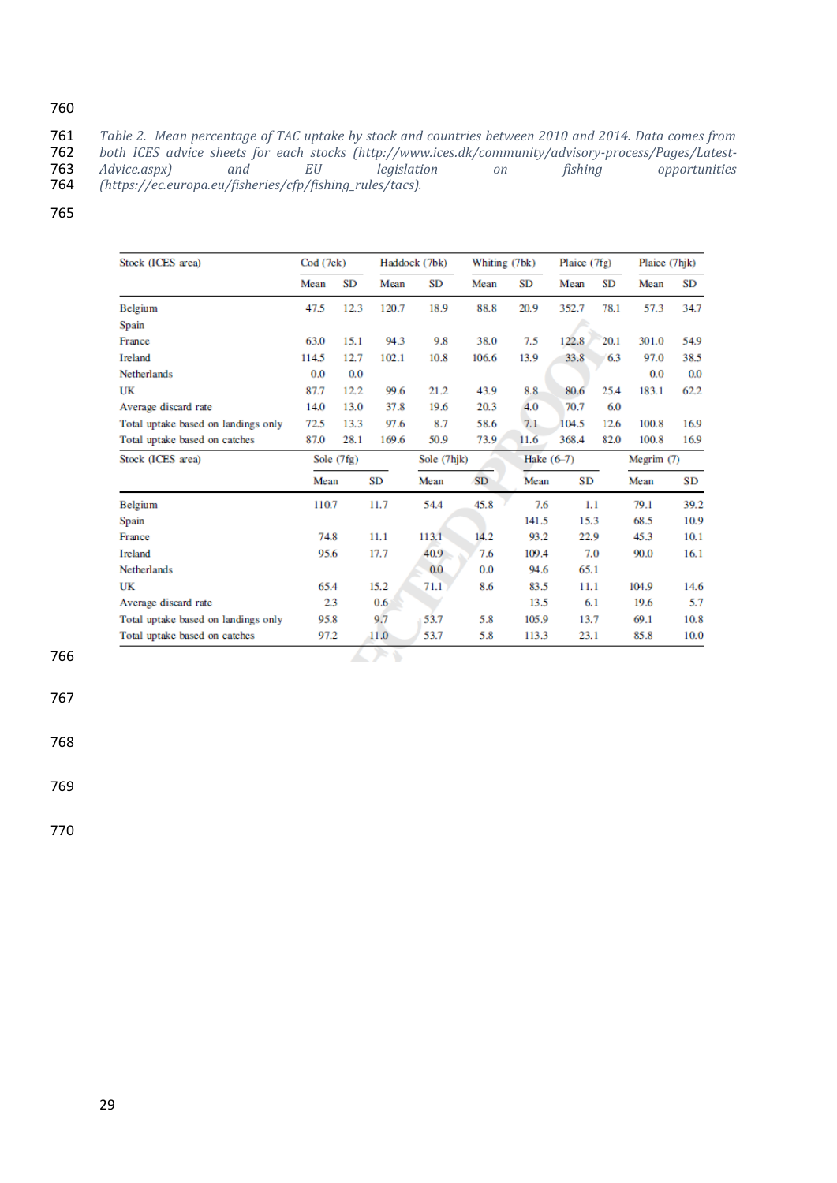*Table 2. Mean percentage of TAC uptake by stock and countries between 2010 and 2014. Data comes from both ICES advice sheets for each stocks (http://www.ices.dk/community/advisory-process/Pages/Latest-Advice.aspx) and EU legislation on fishing opportunities (https://ec.europa.eu/fisheries/cfp/fishing_rules/tacs).*

| Stock (ICES area) | Cod (7ek) | | Haddock (7bk) | | Whiting (7bk) | | Plaice (7fg) | | Plaice (7hjk) | |
|---|---|---|---|---|---|---|---|---|---|---|
| | Mean | SD | Mean | SD | Mean | SD | Mean | SD | Mean | SD |
| Belgium | 47.5 | 12.3 | 120.7 | 18.9 | 88.8 | 20.9 | 352.7 | 78.1 | 57.3 | 34.7 |
| Spain | | | | | | | | | | |
| France | 63.0 | 15.1 | 94.3 | 9.8 | 38.0 | 7.5 | 122.8 | 20.1 | 301.0 | 54.9 |
| Ireland | 114.5 | 12.7 | 102.1 | 10.8 | 106.6 | 13.9 | 33.8 | 6.3 | 97.0 | 38.5 |
| Netherlands | 0.0 | 0.0 | | | | | | | 0.0 | 0.0 |
| UK | 87.7 | 12.2 | 99.6 | 21.2 | 43.9 | 8.8 | 80.6 | 25.4 | 183.1 | 62.2 |
| Average discard rate | 14.0 | 13.0 | 37.8 | 19.6 | 20.3 | 4.0 | 70.7 | 6.0 | | |
| Total uptake based on landings only | 72.5 | 13.3 | 97.6 | 8.7 | 58.6 | 7.1 | 104.5 | 12.6 | 100.8 | 16.9 |
| Total uptake based on catches | 87.0 | 28.1 | 169.6 | 50.9 | 73.9 | 11.6 | 368.4 | 82.0 | 100.8 | 16.9 |

| Stock (ICES area) | Sole (7fg) | | Sole (7hjk) | | Hake (6–7) | | Megrim (7) | |
|---|---|---|---|---|---|---|---|---|
| | Mean | SD | Mean | SD | Mean | SD | Mean | SD |
| Belgium | 110.7 | 11.7 | 54.4 | 45.8 | 7.6 | 1.1 | 79.1 | 39.2 |
| Spain | | | | | 141.5 | 15.3 | 68.5 | 10.9 |
| France | 74.8 | 11.1 | 113.1 | 14.2 | 93.2 | 22.9 | 45.3 | 10.1 |
| Ireland | 95.6 | 17.7 | 40.9 | 7.6 | 109.4 | 7.0 | 90.0 | 16.1 |
| Netherlands | | | 0.0 | 0.0 | 94.6 | 65.1 | | |
| UK | 65.4 | 15.2 | 71.1 | 8.6 | 83.5 | 11.1 | 104.9 | 14.6 |
| Average discard rate | 2.3 | 0.6 | | | 13.5 | 6.1 | 19.6 | 5.7 |
| Total uptake based on landings only | 95.8 | 9.7 | 53.7 | 5.8 | 105.9 | 13.7 | 69.1 | 10.8 |
| Total uptake based on catches | 97.2 | 11.0 | 53.7 | 5.8 | 113.3 | 23.1 | 85.8 | 10.0 |